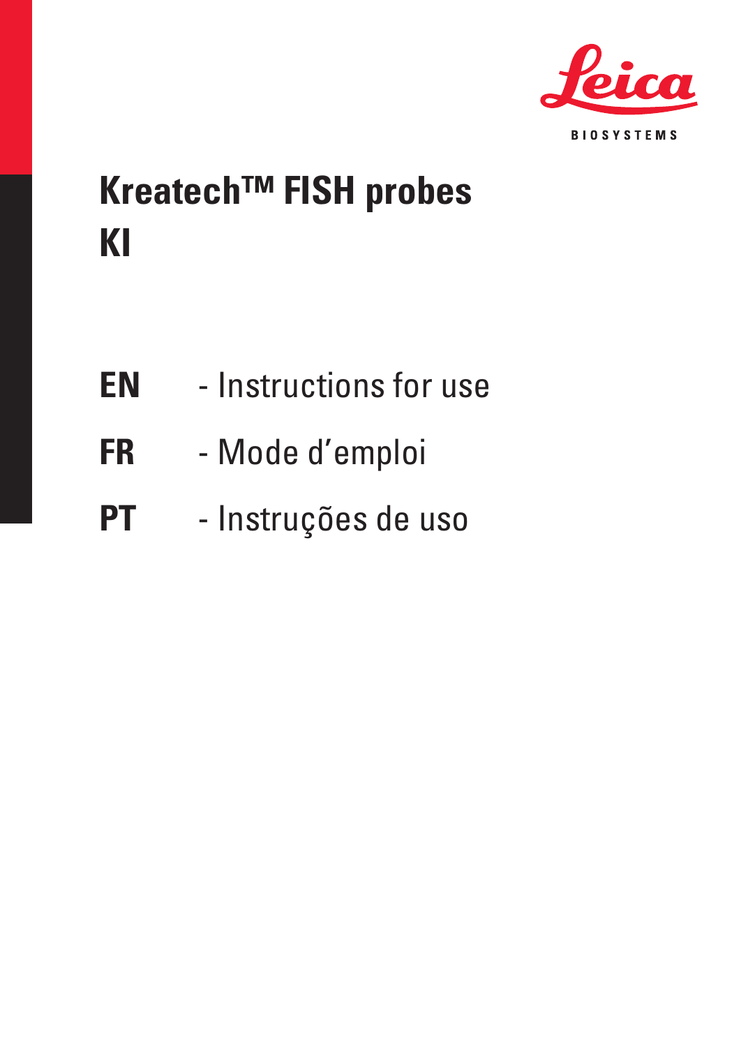Leica BIOSYSTEMS

# Kreatech™ FISH probes
# KI

**EN** - Instructions for use

**FR** - Mode d'emploi

**PT** - Instruções de uso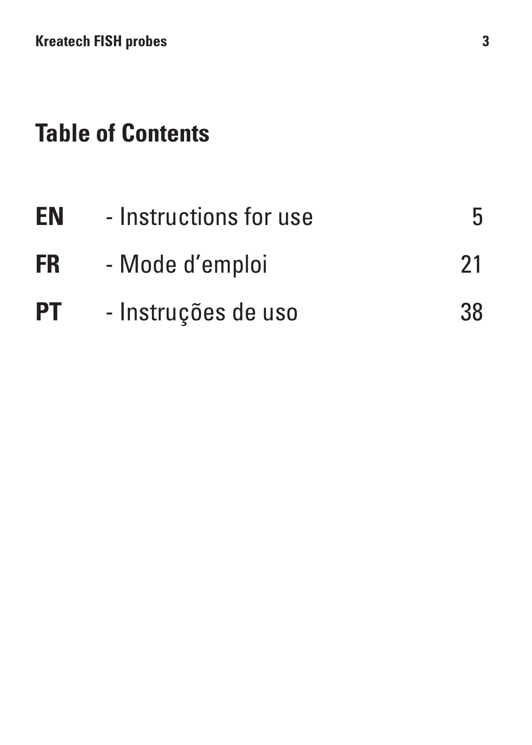# Table of Contents

| | | |
|---|---|---|
| **EN** | - Instructions for use | 5 |
| **FR** | - Mode d’emploi | 21 |
| **PT** | - Instruções de uso | 38 |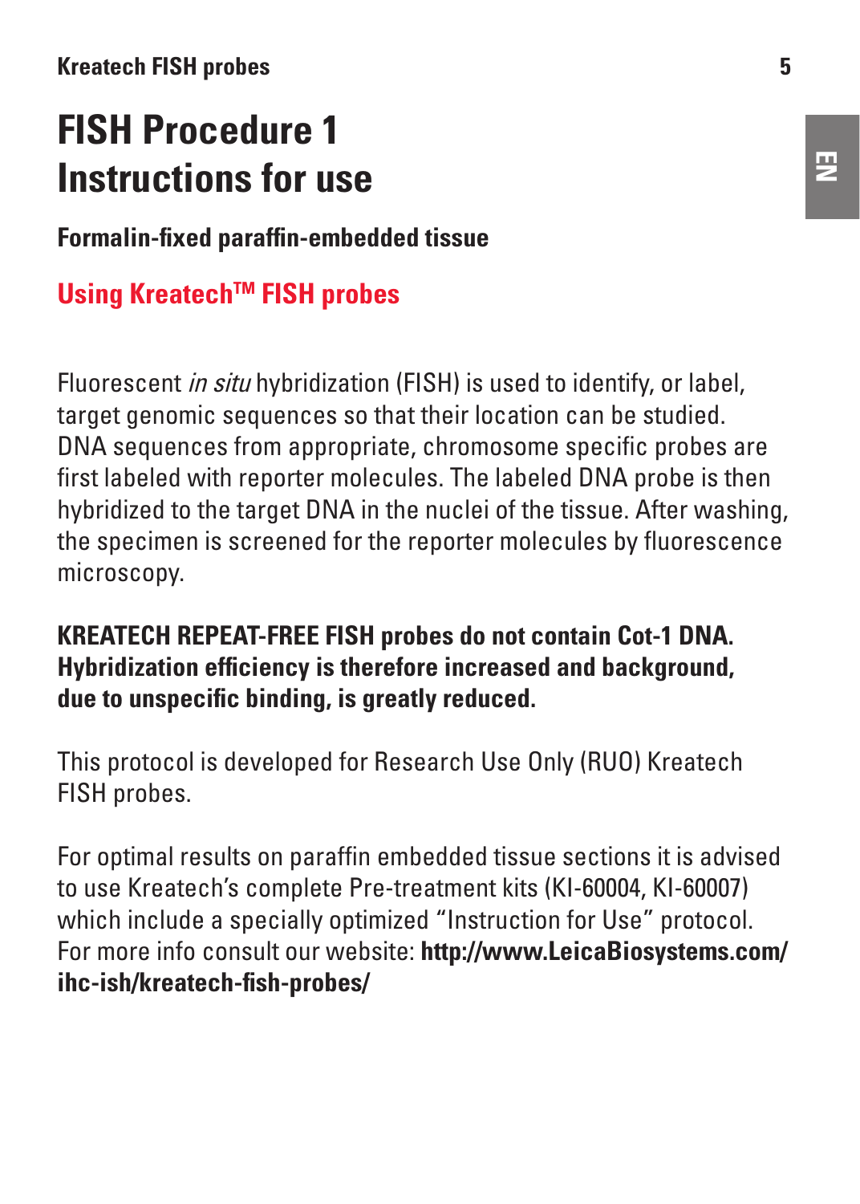# FISH Procedure 1 Instructions for use

### Formalin-fixed paraffin-embedded tissue

## Using Kreatech™ FISH probes

Fluorescent *in situ* hybridization (FISH) is used to identify, or label, target genomic sequences so that their location can be studied. DNA sequences from appropriate, chromosome specific probes are first labeled with reporter molecules. The labeled DNA probe is then hybridized to the target DNA in the nuclei of the tissue. After washing, the specimen is screened for the reporter molecules by fluorescence microscopy.

**KREATECH REPEAT-FREE FISH probes do not contain Cot-1 DNA. Hybridization efficiency is therefore increased and background, due to unspecific binding, is greatly reduced.**

This protocol is developed for Research Use Only (RUO) Kreatech FISH probes.

For optimal results on paraffin embedded tissue sections it is advised to use Kreatech's complete Pre-treatment kits (KI-60004, KI-60007) which include a specially optimized "Instruction for Use" protocol. For more info consult our website: **http://www.LeicaBiosystems.com/ihc-ish/kreatech-fish-probes/**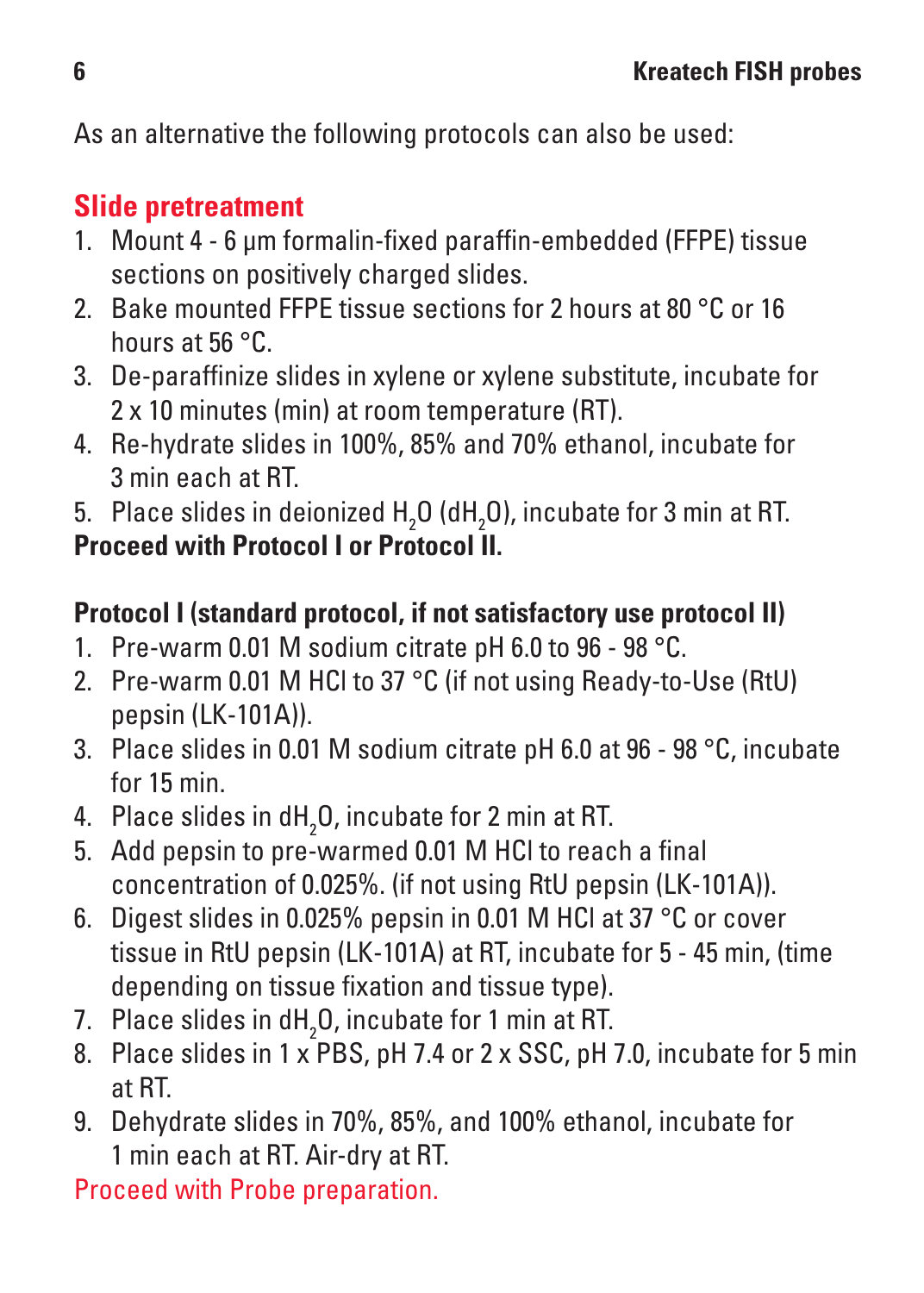As an alternative the following protocols can also be used:

## Slide pretreatment

1. Mount 4 - 6 µm formalin-fixed paraffin-embedded (FFPE) tissue sections on positively charged slides.
2. Bake mounted FFPE tissue sections for 2 hours at 80 °C or 16 hours at 56 °C.
3. De-paraffinize slides in xylene or xylene substitute, incubate for 2 x 10 minutes (min) at room temperature (RT).
4. Re-hydrate slides in 100%, 85% and 70% ethanol, incubate for 3 min each at RT.
5. Place slides in deionized $H_2O$ ($dH_2O$), incubate for 3 min at RT.

**Proceed with Protocol I or Protocol II.**

**Protocol I (standard protocol, if not satisfactory use protocol II)**

1. Pre-warm 0.01 M sodium citrate pH 6.0 to 96 - 98 °C.
2. Pre-warm 0.01 M HCl to 37 °C (if not using Ready-to-Use (RtU) pepsin (LK-101A)).
3. Place slides in 0.01 M sodium citrate pH 6.0 at 96 - 98 °C, incubate for 15 min.
4. Place slides in $dH_2O$, incubate for 2 min at RT.
5. Add pepsin to pre-warmed 0.01 M HCl to reach a final concentration of 0.025%. (if not using RtU pepsin (LK-101A)).
6. Digest slides in 0.025% pepsin in 0.01 M HCl at 37 °C or cover tissue in RtU pepsin (LK-101A) at RT, incubate for 5 - 45 min, (time depending on tissue fixation and tissue type).
7. Place slides in $dH_2O$, incubate for 1 min at RT.
8. Place slides in 1 x PBS, pH 7.4 or 2 x SSC, pH 7.0, incubate for 5 min at RT.
9. Dehydrate slides in 70%, 85%, and 100% ethanol, incubate for 1 min each at RT. Air-dry at RT.

Proceed with Probe preparation.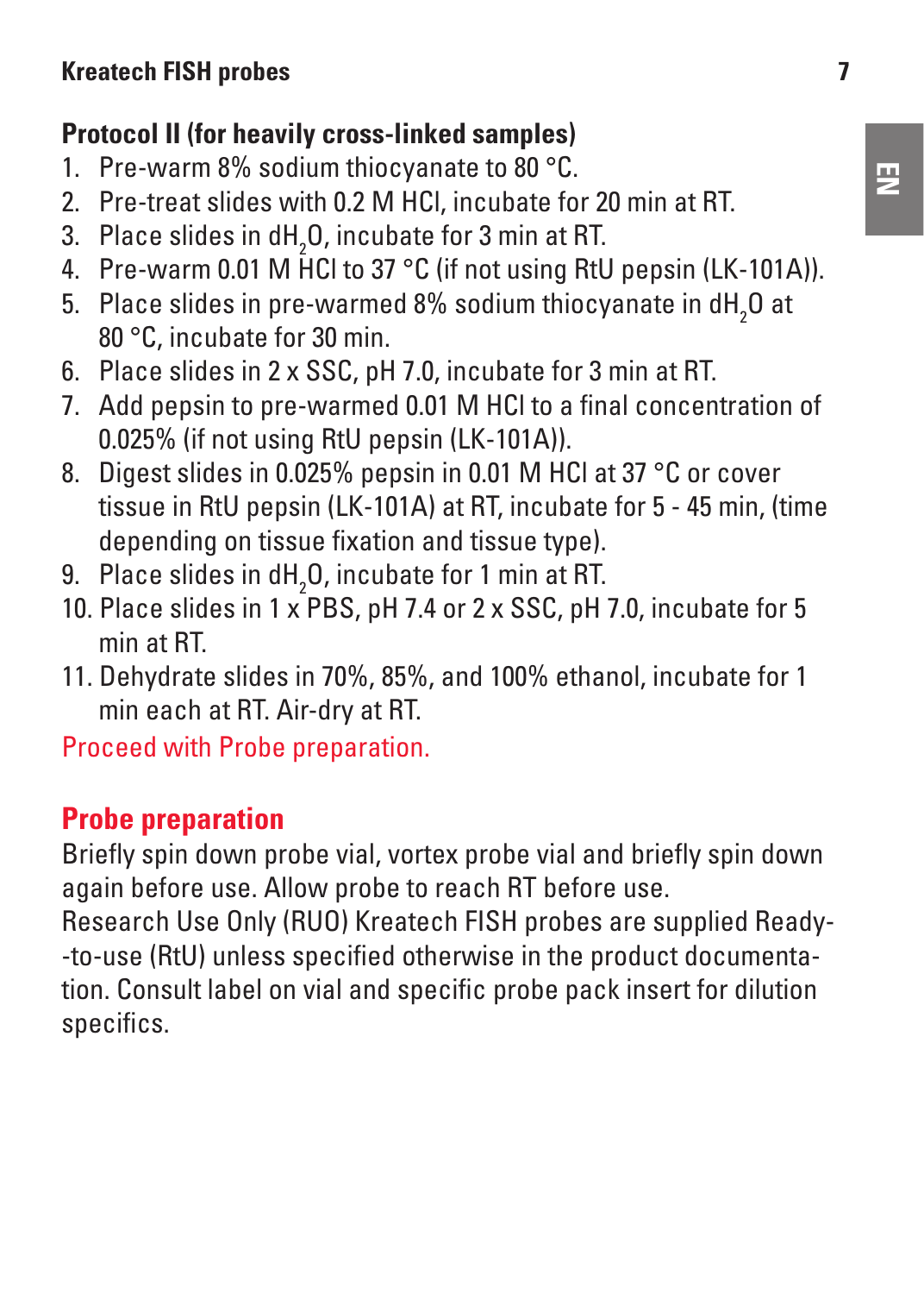## Protocol II (for heavily cross-linked samples)

1. Pre-warm 8% sodium thiocyanate to 80 °C.
2. Pre-treat slides with 0.2 M HCl, incubate for 20 min at RT.
3. Place slides in $dH_2O$, incubate for 3 min at RT.
4. Pre-warm 0.01 M HCl to 37 °C (if not using RtU pepsin (LK-101A)).
5. Place slides in pre-warmed 8% sodium thiocyanate in $dH_2O$ at 80 °C, incubate for 30 min.
6. Place slides in 2 x SSC, pH 7.0, incubate for 3 min at RT.
7. Add pepsin to pre-warmed 0.01 M HCl to a final concentration of 0.025% (if not using RtU pepsin (LK-101A)).
8. Digest slides in 0.025% pepsin in 0.01 M HCl at 37 °C or cover tissue in RtU pepsin (LK-101A) at RT, incubate for 5 - 45 min, (time depending on tissue fixation and tissue type).
9. Place slides in $dH_2O$, incubate for 1 min at RT.
10. Place slides in 1 x PBS, pH 7.4 or 2 x SSC, pH 7.0, incubate for 5 min at RT.
11. Dehydrate slides in 70%, 85%, and 100% ethanol, incubate for 1 min each at RT. Air-dry at RT.

Proceed with Probe preparation.

## Probe preparation

Briefly spin down probe vial, vortex probe vial and briefly spin down again before use. Allow probe to reach RT before use.
Research Use Only (RUO) Kreatech FISH probes are supplied Ready-to-use (RtU) unless specified otherwise in the product documentation. Consult label on vial and specific probe pack insert for dilution specifics.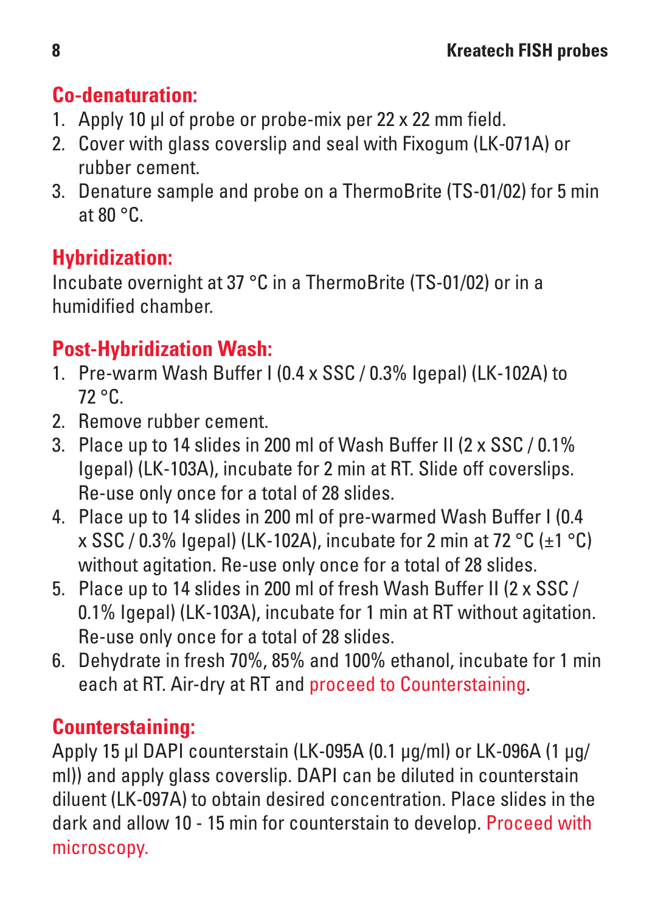## Co-denaturation:

1. Apply 10 µl of probe or probe-mix per 22 x 22 mm field.
2. Cover with glass coverslip and seal with Fixogum (LK-071A) or rubber cement.
3. Denature sample and probe on a ThermoBrite (TS-01/02) for 5 min at 80 °C.

## Hybridization:

Incubate overnight at 37 °C in a ThermoBrite (TS-01/02) or in a humidified chamber.

## Post-Hybridization Wash:

1. Pre-warm Wash Buffer I (0.4 x SSC / 0.3% Igepal) (LK-102A) to 72 °C.
2. Remove rubber cement.
3. Place up to 14 slides in 200 ml of Wash Buffer II (2 x SSC / 0.1% Igepal) (LK-103A), incubate for 2 min at RT. Slide off coverslips. Re-use only once for a total of 28 slides.
4. Place up to 14 slides in 200 ml of pre-warmed Wash Buffer I (0.4 x SSC / 0.3% Igepal) (LK-102A), incubate for 2 min at 72 °C (±1 °C) without agitation. Re-use only once for a total of 28 slides.
5. Place up to 14 slides in 200 ml of fresh Wash Buffer II (2 x SSC / 0.1% Igepal) (LK-103A), incubate for 1 min at RT without agitation. Re-use only once for a total of 28 slides.
6. Dehydrate in fresh 70%, 85% and 100% ethanol, incubate for 1 min each at RT. Air-dry at RT and proceed to Counterstaining.

## Counterstaining:

Apply 15 µl DAPI counterstain (LK-095A (0.1 µg/ml) or LK-096A (1 µg/ml)) and apply glass coverslip. DAPI can be diluted in counterstain diluent (LK-097A) to obtain desired concentration. Place slides in the dark and allow 10 - 15 min for counterstain to develop. Proceed with microscopy.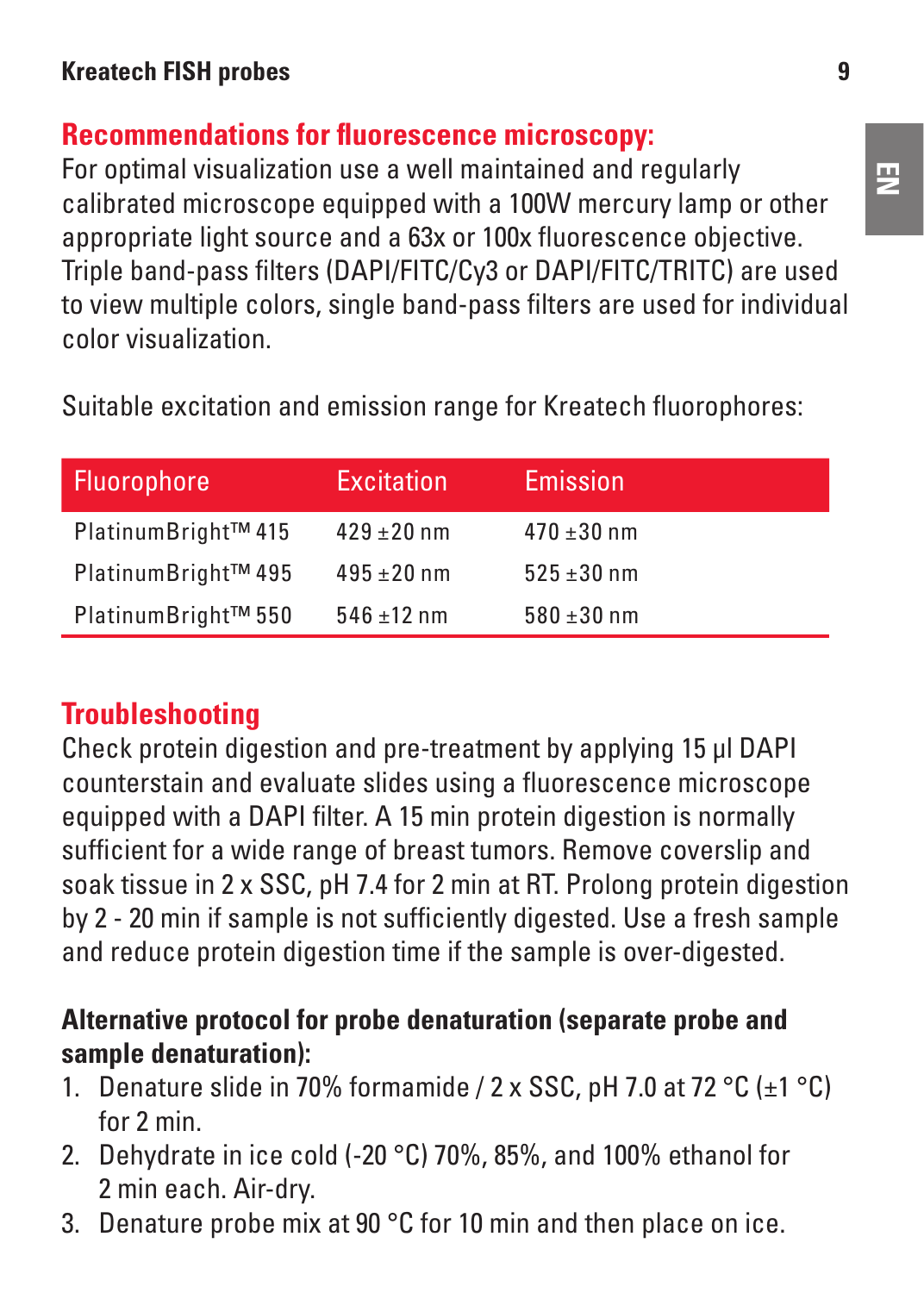## Recommendations for fluorescence microscopy:

For optimal visualization use a well maintained and regularly calibrated microscope equipped with a 100W mercury lamp or other appropriate light source and a 63x or 100x fluorescence objective. Triple band-pass filters (DAPI/FITC/Cy3 or DAPI/FITC/TRITC) are used to view multiple colors, single band-pass filters are used for individual color visualization.

Suitable excitation and emission range for Kreatech fluorophores:

| Fluorophore | Excitation | Emission |
|---|---|---|
| PlatinumBright™ 415 | 429 ±20 nm | 470 ±30 nm |
| PlatinumBright™ 495 | 495 ±20 nm | 525 ±30 nm |
| PlatinumBright™ 550 | 546 ±12 nm | 580 ±30 nm |

## Troubleshooting

Check protein digestion and pre-treatment by applying 15 µl DAPI counterstain and evaluate slides using a fluorescence microscope equipped with a DAPI filter. A 15 min protein digestion is normally sufficient for a wide range of breast tumors. Remove coverslip and soak tissue in 2 x SSC, pH 7.4 for 2 min at RT. Prolong protein digestion by 2 - 20 min if sample is not sufficiently digested. Use a fresh sample and reduce protein digestion time if the sample is over-digested.

**Alternative protocol for probe denaturation (separate probe and sample denaturation):**

1. Denature slide in 70% formamide / 2 x SSC, pH 7.0 at 72 °C (±1 °C) for 2 min.
2. Dehydrate in ice cold (-20 °C) 70%, 85%, and 100% ethanol for 2 min each. Air-dry.
3. Denature probe mix at 90 °C for 10 min and then place on ice.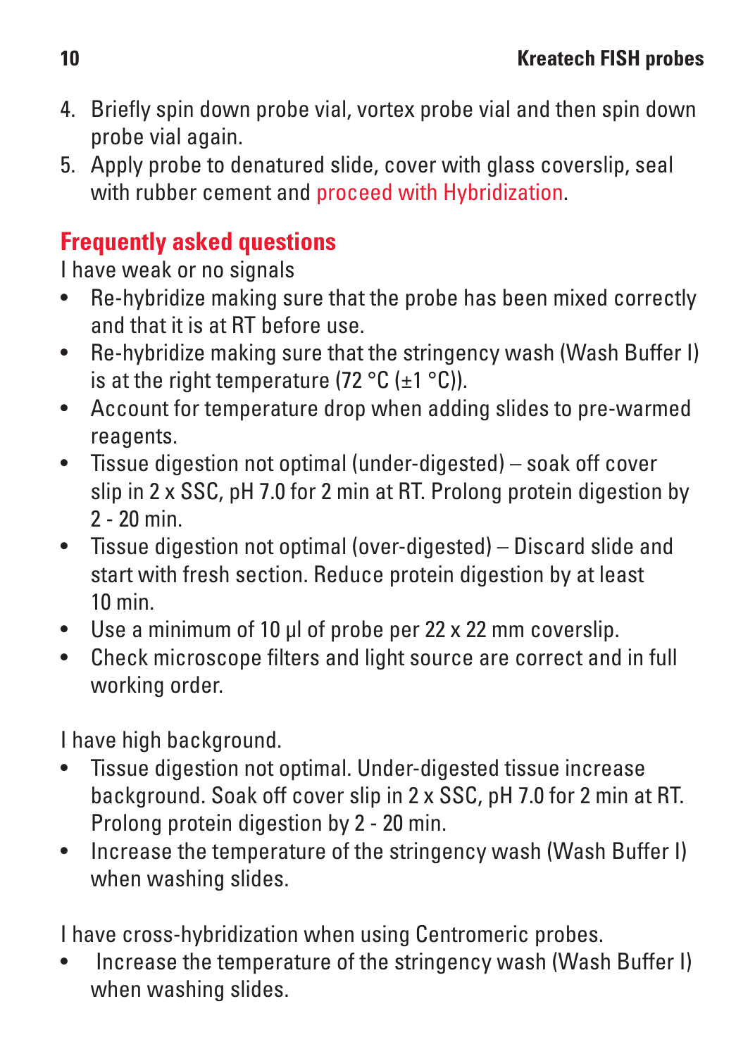4. Briefly spin down probe vial, vortex probe vial and then spin down probe vial again.
5. Apply probe to denatured slide, cover with glass coverslip, seal with rubber cement and proceed with Hybridization.

## Frequently asked questions

I have weak or no signals

- Re-hybridize making sure that the probe has been mixed correctly and that it is at RT before use.
- Re-hybridize making sure that the stringency wash (Wash Buffer I) is at the right temperature (72 °C (±1 °C)).
- Account for temperature drop when adding slides to pre-warmed reagents.
- Tissue digestion not optimal (under-digested) – soak off cover slip in 2 x SSC, pH 7.0 for 2 min at RT. Prolong protein digestion by 2 - 20 min.
- Tissue digestion not optimal (over-digested) – Discard slide and start with fresh section. Reduce protein digestion by at least 10 min.
- Use a minimum of 10 µl of probe per 22 x 22 mm coverslip.
- Check microscope filters and light source are correct and in full working order.

I have high background.

- Tissue digestion not optimal. Under-digested tissue increase background. Soak off cover slip in 2 x SSC, pH 7.0 for 2 min at RT. Prolong protein digestion by 2 - 20 min.
- Increase the temperature of the stringency wash (Wash Buffer I) when washing slides.

I have cross-hybridization when using Centromeric probes.

- Increase the temperature of the stringency wash (Wash Buffer I) when washing slides.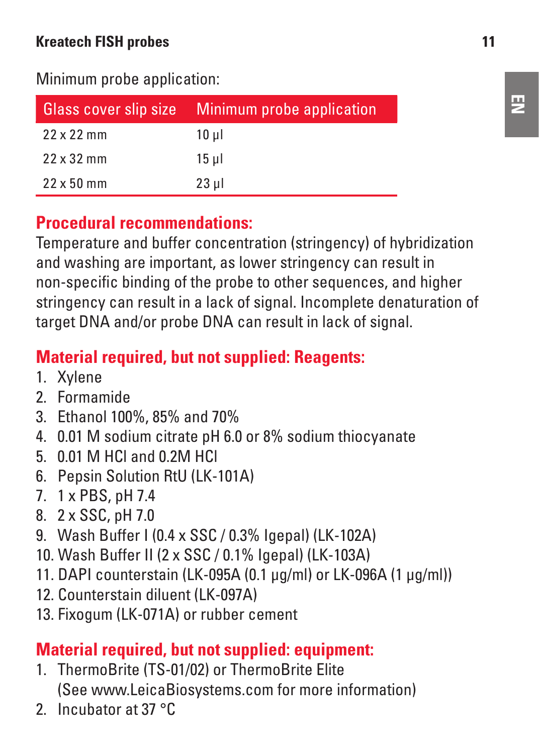Minimum probe application:

| Glass cover slip size | Minimum probe application |
|---|---|
| 22 x 22 mm | 10 µl |
| 22 x 32 mm | 15 µl |
| 22 x 50 mm | 23 µl |

## Procedural recommendations:

Temperature and buffer concentration (stringency) of hybridization and washing are important, as lower stringency can result in non-specific binding of the probe to other sequences, and higher stringency can result in a lack of signal. Incomplete denaturation of target DNA and/or probe DNA can result in lack of signal.

## Material required, but not supplied: Reagents:

1. Xylene
2. Formamide
3. Ethanol 100%, 85% and 70%
4. 0.01 M sodium citrate pH 6.0 or 8% sodium thiocyanate
5. 0.01 M HCl and 0.2M HCl
6. Pepsin Solution RtU (LK-101A)
7. 1 x PBS, pH 7.4
8. 2 x SSC, pH 7.0
9. Wash Buffer I (0.4 x SSC / 0.3% Igepal) (LK-102A)
10. Wash Buffer II (2 x SSC / 0.1% Igepal) (LK-103A)
11. DAPI counterstain (LK-095A (0.1 µg/ml) or LK-096A (1 µg/ml))
12. Counterstain diluent (LK-097A)
13. Fixogum (LK-071A) or rubber cement

## Material required, but not supplied: equipment:

1. ThermoBrite (TS-01/02) or ThermoBrite Elite (See www.LeicaBiosystems.com for more information)
2. Incubator at 37 °C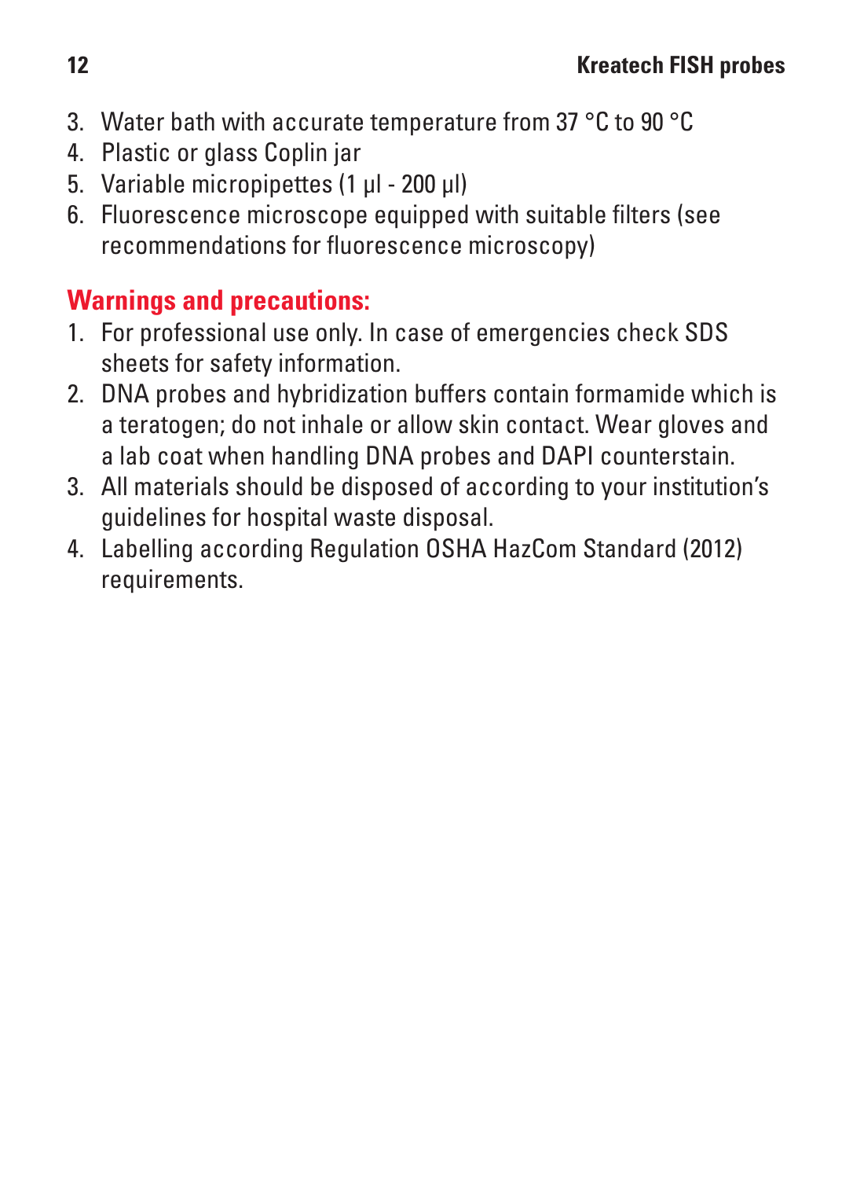3. Water bath with accurate temperature from 37 °C to 90 °C
4. Plastic or glass Coplin jar
5. Variable micropipettes (1 µl - 200 µl)
6. Fluorescence microscope equipped with suitable filters (see recommendations for fluorescence microscopy)

## Warnings and precautions:

1. For professional use only. In case of emergencies check SDS sheets for safety information.
2. DNA probes and hybridization buffers contain formamide which is a teratogen; do not inhale or allow skin contact. Wear gloves and a lab coat when handling DNA probes and DAPI counterstain.
3. All materials should be disposed of according to your institution's guidelines for hospital waste disposal.
4. Labelling according Regulation OSHA HazCom Standard (2012) requirements.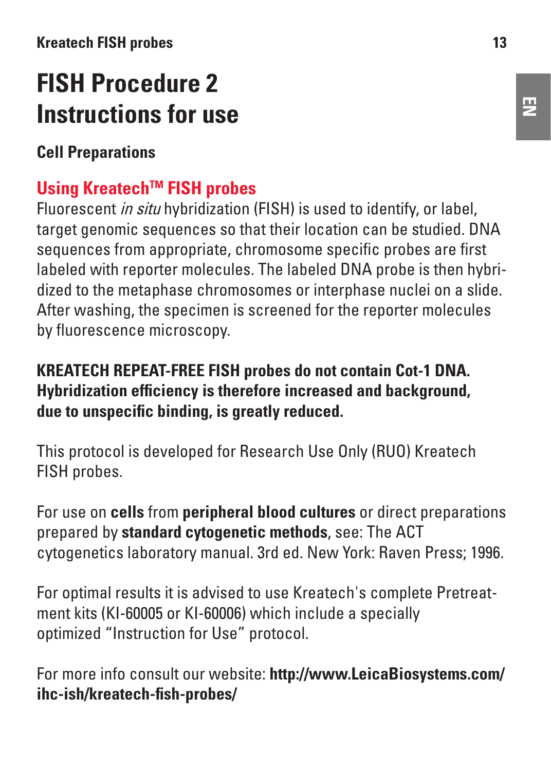# FISH Procedure 2
# Instructions for use

## Cell Preparations

### Using Kreatech™ FISH probes

Fluorescent *in situ* hybridization (FISH) is used to identify, or label, target genomic sequences so that their location can be studied. DNA sequences from appropriate, chromosome specific probes are first labeled with reporter molecules. The labeled DNA probe is then hybridized to the metaphase chromosomes or interphase nuclei on a slide. After washing, the specimen is screened for the reporter molecules by fluorescence microscopy.

**KREATECH REPEAT-FREE FISH probes do not contain Cot-1 DNA. Hybridization efficiency is therefore increased and background, due to unspecific binding, is greatly reduced.**

This protocol is developed for Research Use Only (RUO) Kreatech FISH probes.

For use on **cells** from **peripheral blood cultures** or direct preparations prepared by **standard cytogenetic methods**, see: The ACT cytogenetics laboratory manual. 3rd ed. New York: Raven Press; 1996.

For optimal results it is advised to use Kreatech's complete Pretreatment kits (KI-60005 or KI-60006) which include a specially optimized "Instruction for Use" protocol.

For more info consult our website: **http://www.LeicaBiosystems.com/ihc-ish/kreatech-fish-probes/**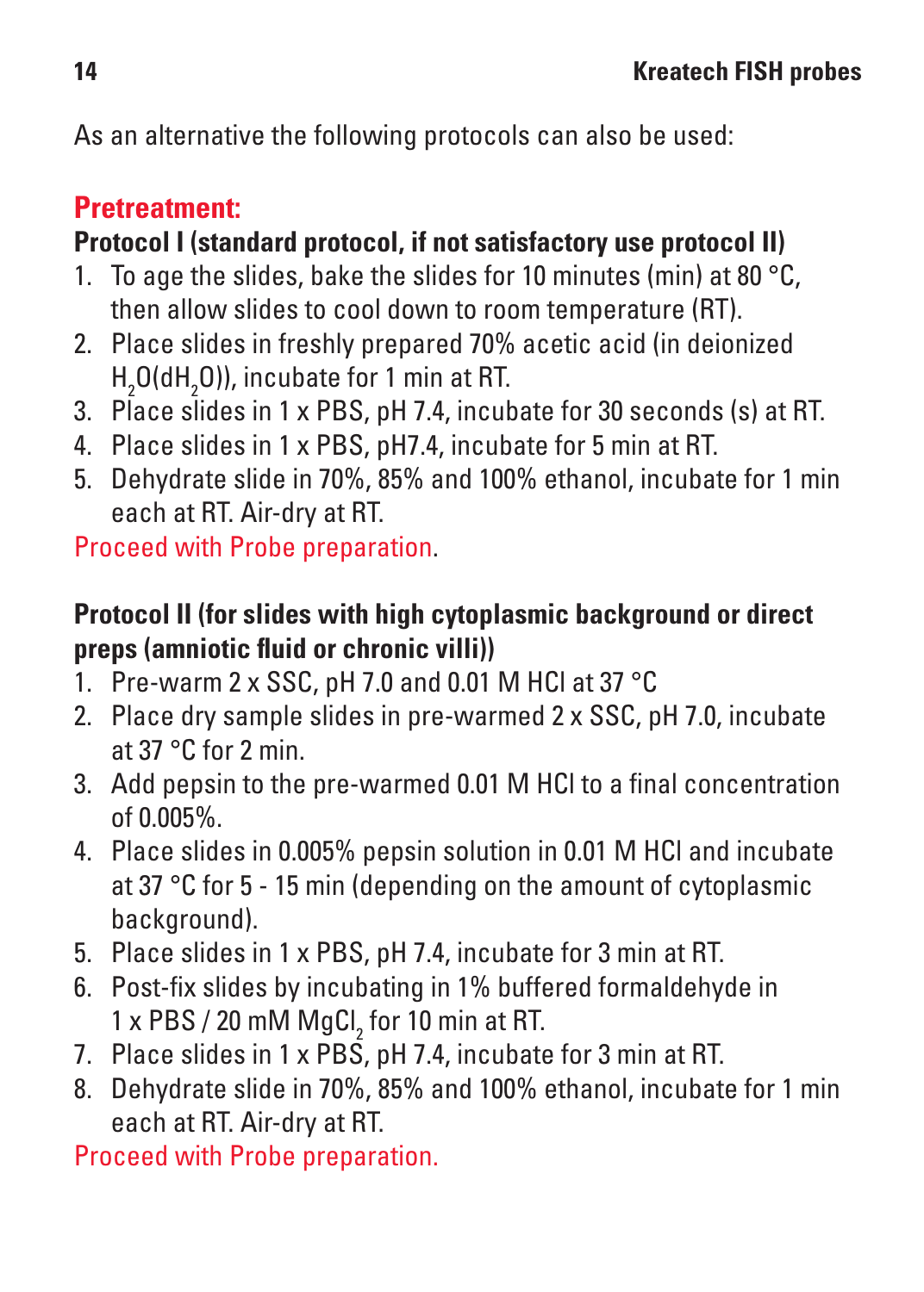As an alternative the following protocols can also be used:

## Pretreatment:

**Protocol I (standard protocol, if not satisfactory use protocol II)**

1. To age the slides, bake the slides for 10 minutes (min) at 80 °C, then allow slides to cool down to room temperature (RT).
2. Place slides in freshly prepared 70% acetic acid (in deionized $H_2O(dH_2O)$), incubate for 1 min at RT.
3. Place slides in 1 x PBS, pH 7.4, incubate for 30 seconds (s) at RT.
4. Place slides in 1 x PBS, pH7.4, incubate for 5 min at RT.
5. Dehydrate slide in 70%, 85% and 100% ethanol, incubate for 1 min each at RT. Air-dry at RT.

Proceed with Probe preparation.

**Protocol II (for slides with high cytoplasmic background or direct preps (amniotic fluid or chronic villi))**

1. Pre-warm 2 x SSC, pH 7.0 and 0.01 M HCl at 37 °C
2. Place dry sample slides in pre-warmed 2 x SSC, pH 7.0, incubate at 37 °C for 2 min.
3. Add pepsin to the pre-warmed 0.01 M HCl to a final concentration of 0.005%.
4. Place slides in 0.005% pepsin solution in 0.01 M HCl and incubate at 37 °C for 5 - 15 min (depending on the amount of cytoplasmic background).
5. Place slides in 1 x PBS, pH 7.4, incubate for 3 min at RT.
6. Post-fix slides by incubating in 1% buffered formaldehyde in 1 x PBS / 20 mM $MgCl_2$ for 10 min at RT.
7. Place slides in 1 x PBS, pH 7.4, incubate for 3 min at RT.
8. Dehydrate slide in 70%, 85% and 100% ethanol, incubate for 1 min each at RT. Air-dry at RT.

Proceed with Probe preparation.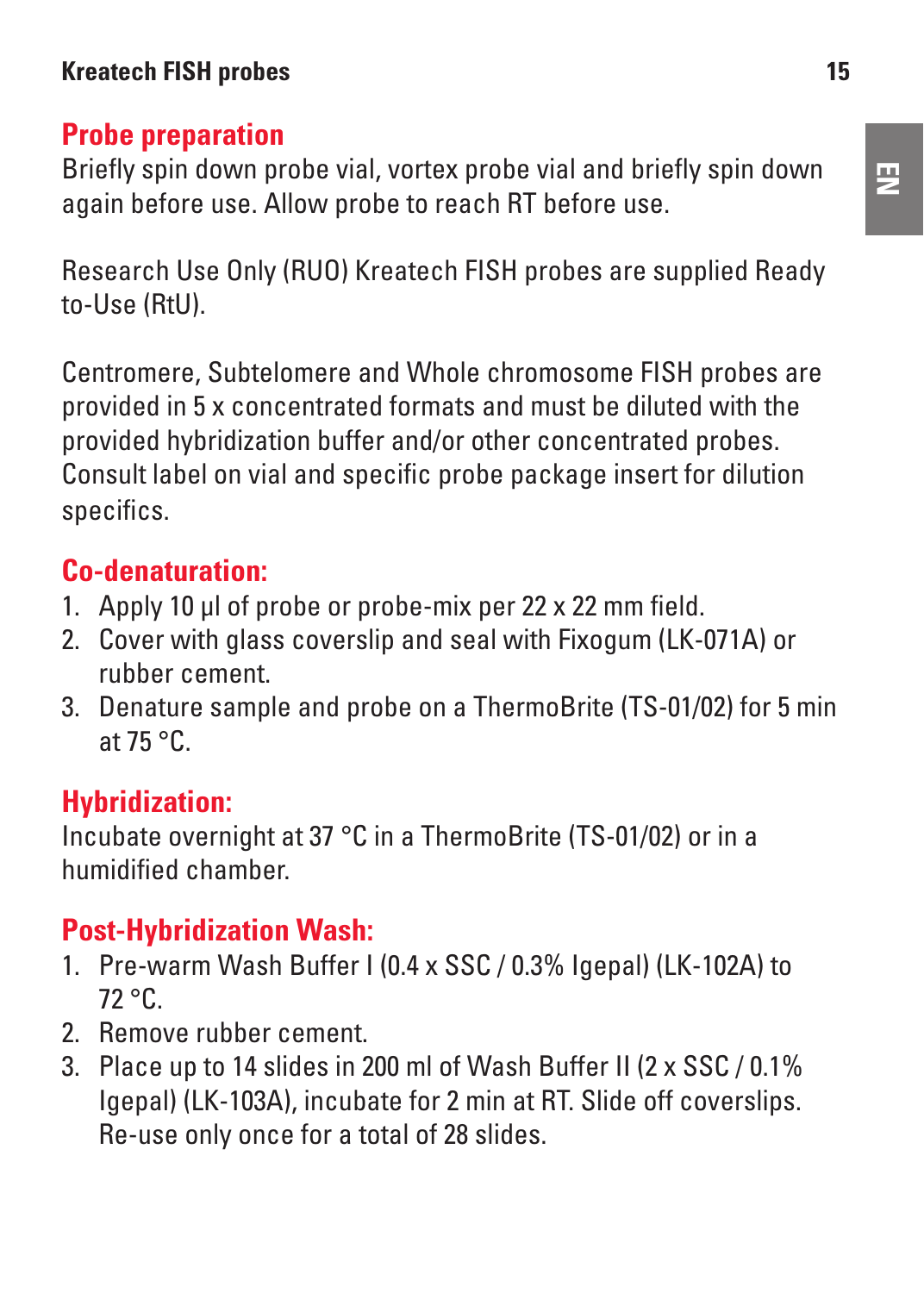## Probe preparation

Briefly spin down probe vial, vortex probe vial and briefly spin down again before use. Allow probe to reach RT before use.

Research Use Only (RUO) Kreatech FISH probes are supplied Ready to-Use (RtU).

Centromere, Subtelomere and Whole chromosome FISH probes are provided in 5 x concentrated formats and must be diluted with the provided hybridization buffer and/or other concentrated probes. Consult label on vial and specific probe package insert for dilution specifics.

## Co-denaturation:

1. Apply 10 µl of probe or probe-mix per 22 x 22 mm field.
2. Cover with glass coverslip and seal with Fixogum (LK-071A) or rubber cement.
3. Denature sample and probe on a ThermoBrite (TS-01/02) for 5 min at 75 °C.

## Hybridization:

Incubate overnight at 37 °C in a ThermoBrite (TS-01/02) or in a humidified chamber.

## Post-Hybridization Wash:

1. Pre-warm Wash Buffer I (0.4 x SSC / 0.3% Igepal) (LK-102A) to 72 °C.
2. Remove rubber cement.
3. Place up to 14 slides in 200 ml of Wash Buffer II (2 x SSC / 0.1% Igepal) (LK-103A), incubate for 2 min at RT. Slide off coverslips. Re-use only once for a total of 28 slides.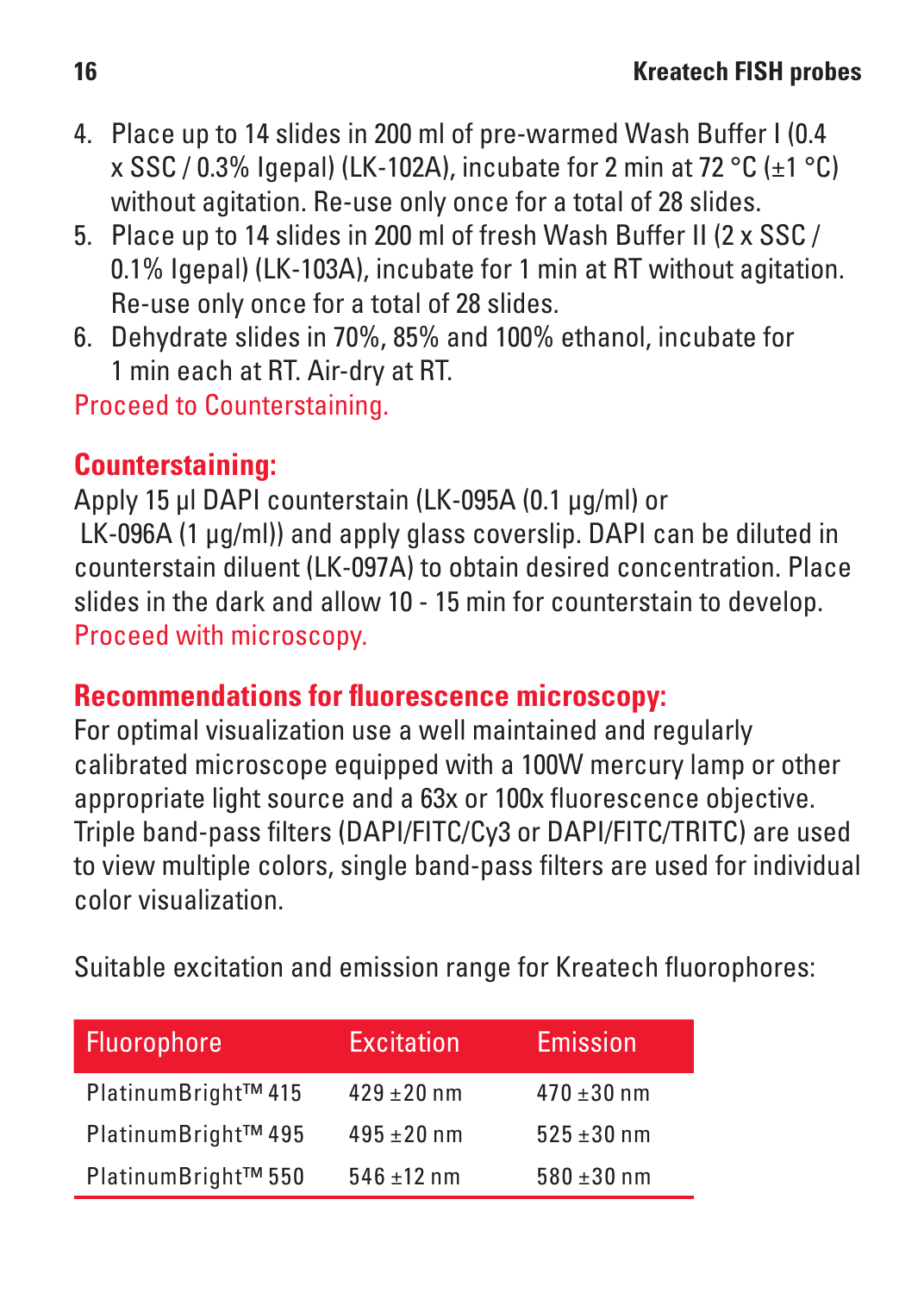4. Place up to 14 slides in 200 ml of pre-warmed Wash Buffer I (0.4 x SSC / 0.3% Igepal) (LK-102A), incubate for 2 min at 72 °C (±1 °C) without agitation. Re-use only once for a total of 28 slides.
5. Place up to 14 slides in 200 ml of fresh Wash Buffer II (2 x SSC / 0.1% Igepal) (LK-103A), incubate for 1 min at RT without agitation. Re-use only once for a total of 28 slides.
6. Dehydrate slides in 70%, 85% and 100% ethanol, incubate for 1 min each at RT. Air-dry at RT.

Proceed to Counterstaining.

## Counterstaining:

Apply 15 µl DAPI counterstain (LK-095A (0.1 µg/ml) or LK-096A (1 µg/ml)) and apply glass coverslip. DAPI can be diluted in counterstain diluent (LK-097A) to obtain desired concentration. Place slides in the dark and allow 10 - 15 min for counterstain to develop.

Proceed with microscopy.

## Recommendations for fluorescence microscopy:

For optimal visualization use a well maintained and regularly calibrated microscope equipped with a 100W mercury lamp or other appropriate light source and a 63x or 100x fluorescence objective. Triple band-pass filters (DAPI/FITC/Cy3 or DAPI/FITC/TRITC) are used to view multiple colors, single band-pass filters are used for individual color visualization.

Suitable excitation and emission range for Kreatech fluorophores:

| Fluorophore | Excitation | Emission |
|---|---|---|
| PlatinumBright™ 415 | 429 ±20 nm | 470 ±30 nm |
| PlatinumBright™ 495 | 495 ±20 nm | 525 ±30 nm |
| PlatinumBright™ 550 | 546 ±12 nm | 580 ±30 nm |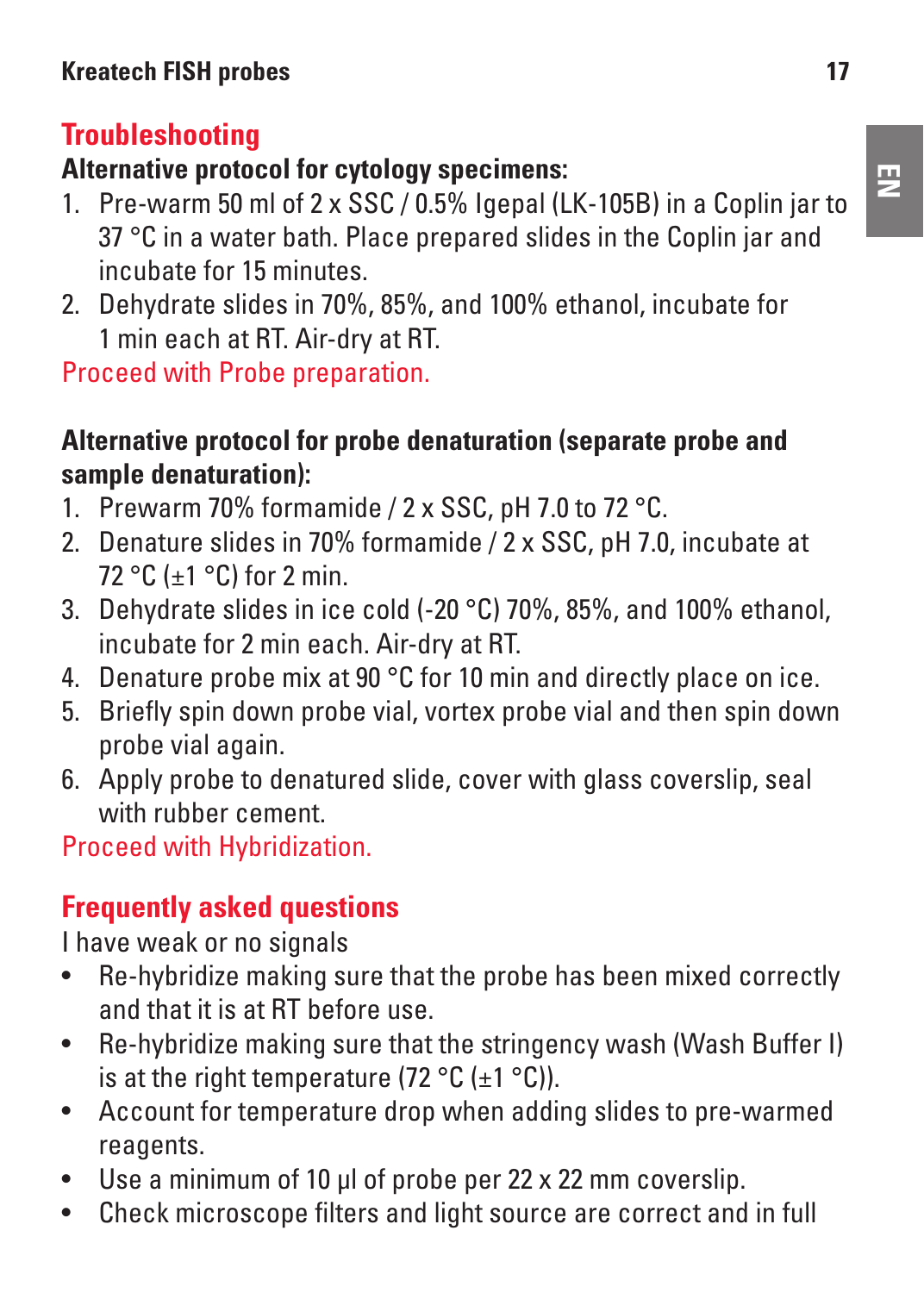## Troubleshooting

**Alternative protocol for cytology specimens:**

1. Pre-warm 50 ml of 2 x SSC / 0.5% Igepal (LK-105B) in a Coplin jar to 37 °C in a water bath. Place prepared slides in the Coplin jar and incubate for 15 minutes.
2. Dehydrate slides in 70%, 85%, and 100% ethanol, incubate for 1 min each at RT. Air-dry at RT.

Proceed with Probe preparation.

**Alternative protocol for probe denaturation (separate probe and sample denaturation):**

1. Prewarm 70% formamide / 2 x SSC, pH 7.0 to 72 °C.
2. Denature slides in 70% formamide / 2 x SSC, pH 7.0, incubate at 72 °C (±1 °C) for 2 min.
3. Dehydrate slides in ice cold (-20 °C) 70%, 85%, and 100% ethanol, incubate for 2 min each. Air-dry at RT.
4. Denature probe mix at 90 °C for 10 min and directly place on ice.
5. Briefly spin down probe vial, vortex probe vial and then spin down probe vial again.
6. Apply probe to denatured slide, cover with glass coverslip, seal with rubber cement.

Proceed with Hybridization.

## Frequently asked questions

I have weak or no signals

- Re-hybridize making sure that the probe has been mixed correctly and that it is at RT before use.
- Re-hybridize making sure that the stringency wash (Wash Buffer I) is at the right temperature (72 °C (±1 °C)).
- Account for temperature drop when adding slides to pre-warmed reagents.
- Use a minimum of 10 µl of probe per 22 x 22 mm coverslip.
- Check microscope filters and light source are correct and in full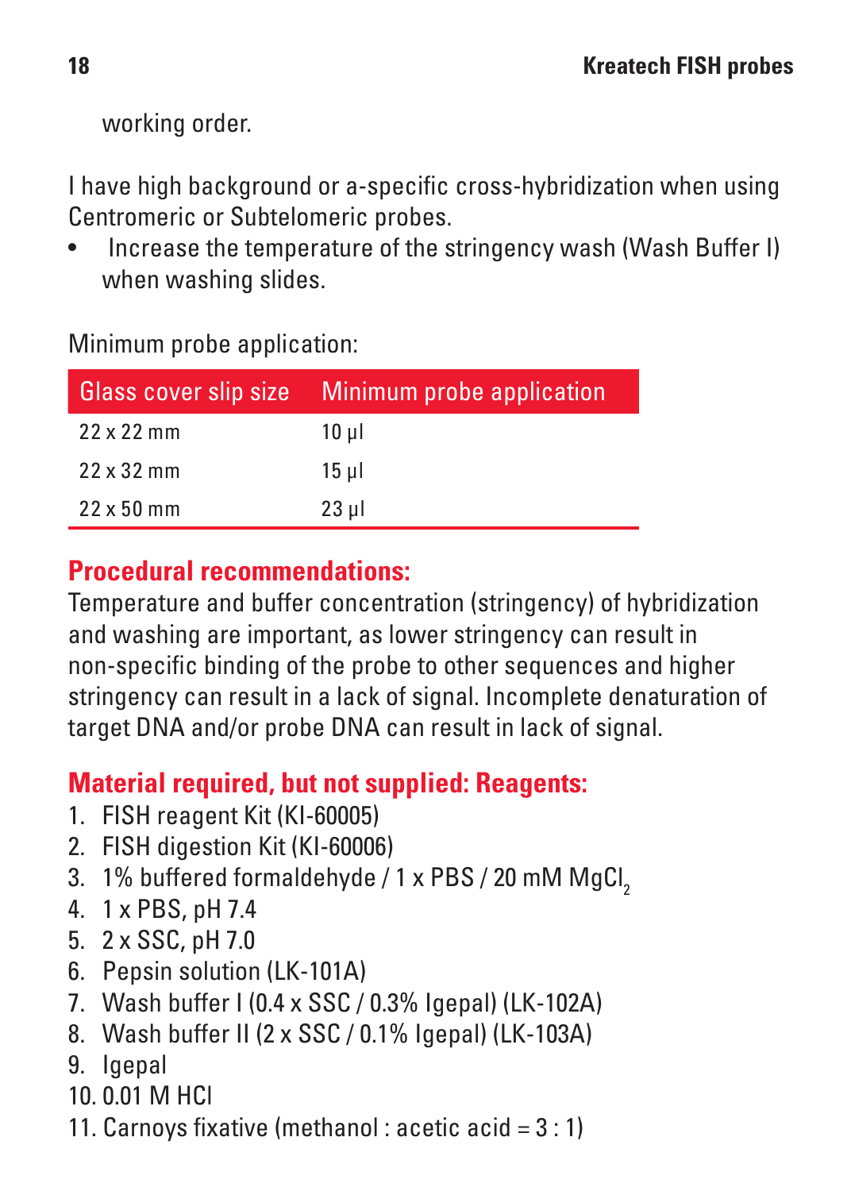working order.

I have high background or a-specific cross-hybridization when using Centromeric or Subtelomeric probes.

- Increase the temperature of the stringency wash (Wash Buffer I) when washing slides.

Minimum probe application:

| Glass cover slip size | Minimum probe application |
|---|---|
| 22 x 22 mm | 10 µl |
| 22 x 32 mm | 15 µl |
| 22 x 50 mm | 23 µl |

## Procedural recommendations:

Temperature and buffer concentration (stringency) of hybridization and washing are important, as lower stringency can result in non-specific binding of the probe to other sequences and higher stringency can result in a lack of signal. Incomplete denaturation of target DNA and/or probe DNA can result in lack of signal.

## Material required, but not supplied: Reagents:

1. FISH reagent Kit (KI-60005)
2. FISH digestion Kit (KI-60006)
3. 1% buffered formaldehyde / 1 x PBS / 20 mM $MgCl_2$
4. 1 x PBS, pH 7.4
5. 2 x SSC, pH 7.0
6. Pepsin solution (LK-101A)
7. Wash buffer I (0.4 x SSC / 0.3% Igepal) (LK-102A)
8. Wash buffer II (2 x SSC / 0.1% Igepal) (LK-103A)
9. Igepal
10. 0.01 M HCl
11. Carnoys fixative (methanol : acetic acid = 3 : 1)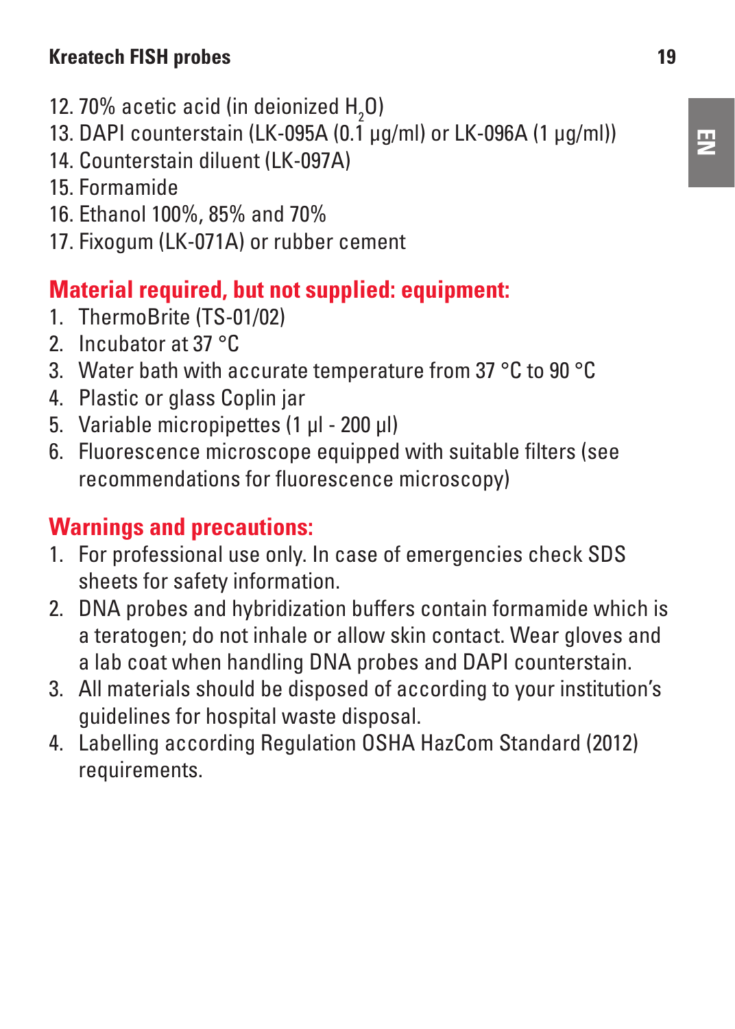12. 70% acetic acid (in deionized $H_2O$)
13. DAPI counterstain (LK-095A (0.1 µg/ml) or LK-096A (1 µg/ml))
14. Counterstain diluent (LK-097A)
15. Formamide
16. Ethanol 100%, 85% and 70%
17. Fixogum (LK-071A) or rubber cement

## Material required, but not supplied: equipment:

1. ThermoBrite (TS-01/02)
2. Incubator at 37 °C
3. Water bath with accurate temperature from 37 °C to 90 °C
4. Plastic or glass Coplin jar
5. Variable micropipettes (1 µl - 200 µl)
6. Fluorescence microscope equipped with suitable filters (see recommendations for fluorescence microscopy)

## Warnings and precautions:

1. For professional use only. In case of emergencies check SDS sheets for safety information.
2. DNA probes and hybridization buffers contain formamide which is a teratogen; do not inhale or allow skin contact. Wear gloves and a lab coat when handling DNA probes and DAPI counterstain.
3. All materials should be disposed of according to your institution's guidelines for hospital waste disposal.
4. Labelling according Regulation OSHA HazCom Standard (2012) requirements.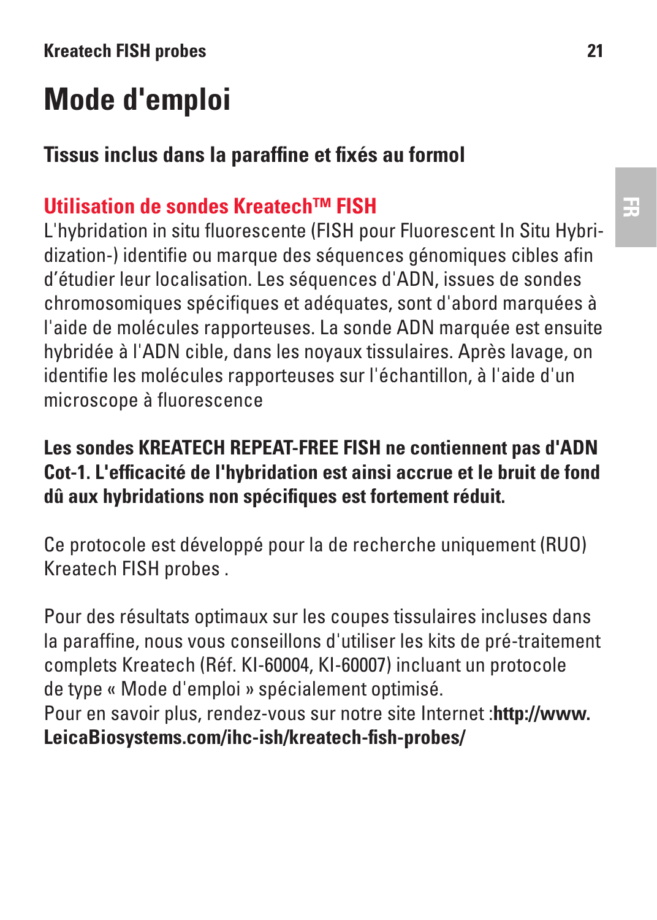# Mode d'emploi

## Tissus inclus dans la paraffine et fixés au formol

### Utilisation de sondes Kreatech™ FISH

L'hybridation in situ fluorescente (FISH pour Fluorescent In Situ Hybridization-) identifie ou marque des séquences génomiques cibles afin d'étudier leur localisation. Les séquences d'ADN, issues de sondes chromosomiques spécifiques et adéquates, sont d'abord marquées à l'aide de molécules rapporteuses. La sonde ADN marquée est ensuite hybridée à l'ADN cible, dans les noyaux tissulaires. Après lavage, on identifie les molécules rapporteuses sur l'échantillon, à l'aide d'un microscope à fluorescence

**Les sondes KREATECH REPEAT-FREE FISH ne contiennent pas d'ADN Cot-1. L'efficacité de l'hybridation est ainsi accrue et le bruit de fond dû aux hybridations non spécifiques est fortement réduit.**

Ce protocole est développé pour la de recherche uniquement (RUO) Kreatech FISH probes .

Pour des résultats optimaux sur les coupes tissulaires incluses dans la paraffine, nous vous conseillons d'utiliser les kits de pré-traitement complets Kreatech (Réf. KI-60004, KI-60007) incluant un protocole de type « Mode d'emploi » spécialement optimisé.
Pour en savoir plus, rendez-vous sur notre site Internet :**http://www.LeicaBiosystems.com/ihc-ish/kreatech-fish-probes/**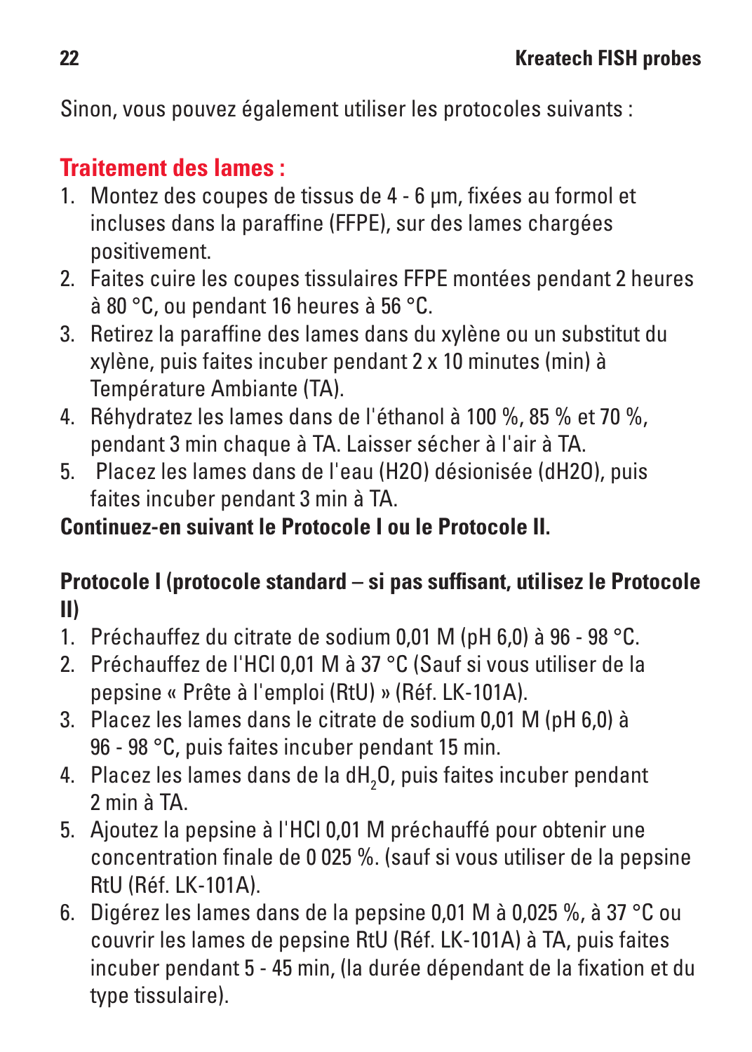Sinon, vous pouvez également utiliser les protocoles suivants :

## Traitement des lames :

1. Montez des coupes de tissus de 4 - 6 µm, fixées au formol et incluses dans la paraffine (FFPE), sur des lames chargées positivement.
2. Faites cuire les coupes tissulaires FFPE montées pendant 2 heures à 80 °C, ou pendant 16 heures à 56 °C.
3. Retirez la paraffine des lames dans du xylène ou un substitut du xylène, puis faites incuber pendant 2 x 10 minutes (min) à Température Ambiante (TA).
4. Réhydratez les lames dans de l'éthanol à 100 %, 85 % et 70 %, pendant 3 min chaque à TA. Laisser sécher à l'air à TA.
5. Placez les lames dans de l'eau (H2O) désionisée (dH2O), puis faites incuber pendant 3 min à TA.

**Continuez-en suivant le Protocole I ou le Protocole II.**

**Protocole I (protocole standard – si pas suffisant, utilisez le Protocole II)**

1. Préchauffez du citrate de sodium 0,01 M (pH 6,0) à 96 - 98 °C.
2. Préchauffez de l'HCl 0,01 M à 37 °C (Sauf si vous utiliser de la pepsine « Prête à l'emploi (RtU) » (Réf. LK-101A).
3. Placez les lames dans le citrate de sodium 0,01 M (pH 6,0) à 96 - 98 °C, puis faites incuber pendant 15 min.
4. Placez les lames dans de la $dH_2O$, puis faites incuber pendant 2 min à TA.
5. Ajoutez la pepsine à l'HCl 0,01 M préchauffé pour obtenir une concentration finale de 0 025 %. (sauf si vous utiliser de la pepsine RtU (Réf. LK-101A).
6. Digérez les lames dans de la pepsine 0,01 M à 0,025 %, à 37 °C ou couvrir les lames de pepsine RtU (Réf. LK-101A) à TA, puis faites incuber pendant 5 - 45 min, (la durée dépendant de la fixation et du type tissulaire).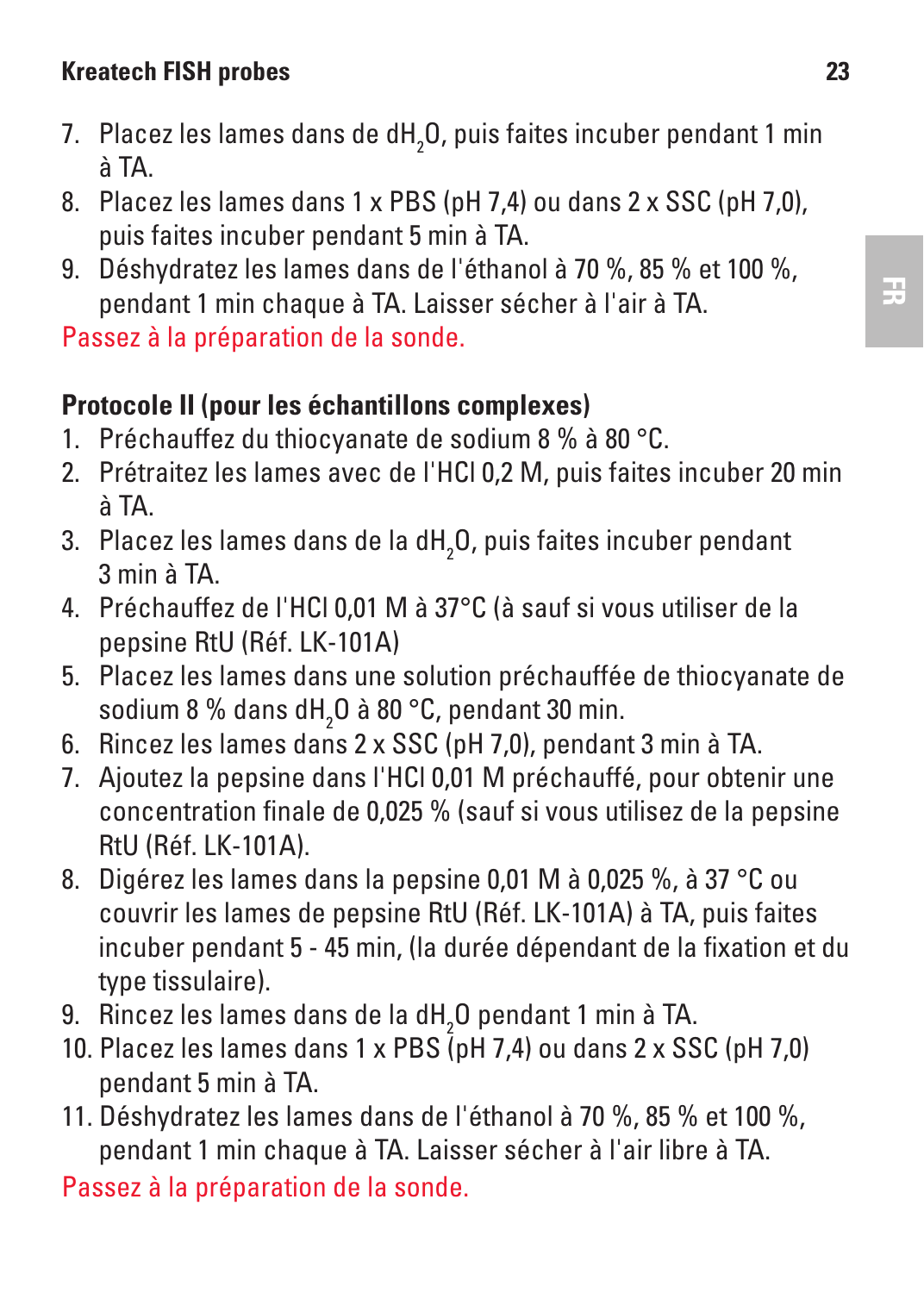7. Placez les lames dans de $dH_2O$, puis faites incuber pendant 1 min à TA.
8. Placez les lames dans 1 x PBS (pH 7,4) ou dans 2 x SSC (pH 7,0), puis faites incuber pendant 5 min à TA.
9. Déshydratez les lames dans de l'éthanol à 70 %, 85 % et 100 %, pendant 1 min chaque à TA. Laisser sécher à l'air à TA.

Passez à la préparation de la sonde.

**Protocole II (pour les échantillons complexes)**

1. Préchauffez du thiocyanate de sodium 8 % à 80 °C.
2. Prétraitez les lames avec de l'HCl 0,2 M, puis faites incuber 20 min à TA.
3. Placez les lames dans de la $dH_2O$, puis faites incuber pendant 3 min à TA.
4. Préchauffez de l'HCl 0,01 M à 37°C (à sauf si vous utiliser de la pepsine RtU (Réf. LK-101A)
5. Placez les lames dans une solution préchauffée de thiocyanate de sodium 8 % dans $dH_2O$ à 80 °C, pendant 30 min.
6. Rincez les lames dans 2 x SSC (pH 7,0), pendant 3 min à TA.
7. Ajoutez la pepsine dans l'HCl 0,01 M préchauffé, pour obtenir une concentration finale de 0,025 % (sauf si vous utilisez de la pepsine RtU (Réf. LK-101A).
8. Digérez les lames dans la pepsine 0,01 M à 0,025 %, à 37 °C ou couvrir les lames de pepsine RtU (Réf. LK-101A) à TA, puis faites incuber pendant 5 - 45 min, (la durée dépendant de la fixation et du type tissulaire).
9. Rincez les lames dans de la $dH_2O$ pendant 1 min à TA.
10. Placez les lames dans 1 x PBS (pH 7,4) ou dans 2 x SSC (pH 7,0) pendant 5 min à TA.
11. Déshydratez les lames dans de l'éthanol à 70 %, 85 % et 100 %, pendant 1 min chaque à TA. Laisser sécher à l'air libre à TA.

Passez à la préparation de la sonde.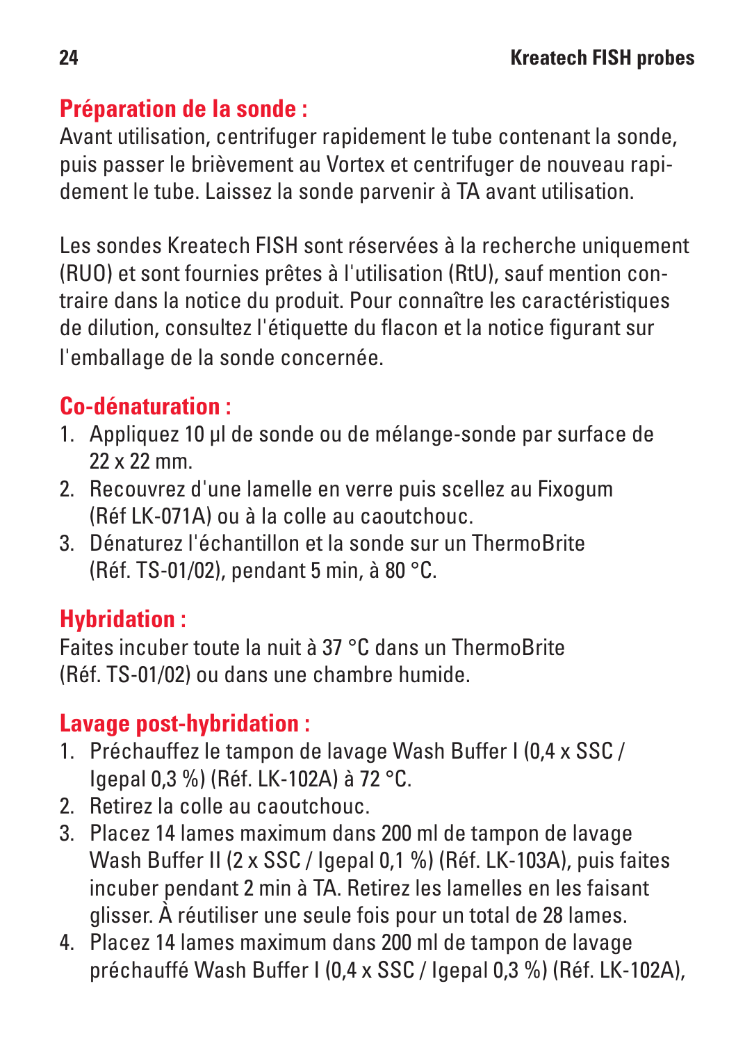## Préparation de la sonde :

Avant utilisation, centrifuger rapidement le tube contenant la sonde, puis passer le brièvement au Vortex et centrifuger de nouveau rapidement le tube. Laissez la sonde parvenir à TA avant utilisation.

Les sondes Kreatech FISH sont réservées à la recherche uniquement (RUO) et sont fournies prêtes à l'utilisation (RtU), sauf mention contraire dans la notice du produit. Pour connaître les caractéristiques de dilution, consultez l'étiquette du flacon et la notice figurant sur l'emballage de la sonde concernée.

## Co-dénaturation :

1. Appliquez 10 µl de sonde ou de mélange-sonde par surface de 22 x 22 mm.
2. Recouvrez d'une lamelle en verre puis scellez au Fixogum (Réf LK-071A) ou à la colle au caoutchouc.
3. Dénaturez l'échantillon et la sonde sur un ThermoBrite (Réf. TS-01/02), pendant 5 min, à 80 °C.

## Hybridation :

Faites incuber toute la nuit à 37 °C dans un ThermoBrite (Réf. TS-01/02) ou dans une chambre humide.

## Lavage post-hybridation :

1. Préchauffez le tampon de lavage Wash Buffer I (0,4 x SSC / Igepal 0,3 %) (Réf. LK-102A) à 72 °C.
2. Retirez la colle au caoutchouc.
3. Placez 14 lames maximum dans 200 ml de tampon de lavage Wash Buffer II (2 x SSC / Igepal 0,1 %) (Réf. LK-103A), puis faites incuber pendant 2 min à TA. Retirez les lamelles en les faisant glisser. À réutiliser une seule fois pour un total de 28 lames.
4. Placez 14 lames maximum dans 200 ml de tampon de lavage préchauffé Wash Buffer I (0,4 x SSC / Igepal 0,3 %) (Réf. LK-102A),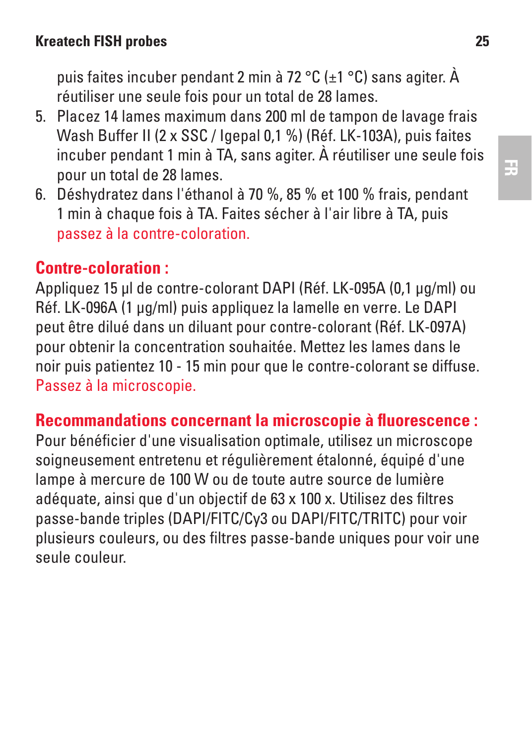puis faites incuber pendant 2 min à 72 °C (±1 °C) sans agiter. À réutiliser une seule fois pour un total de 28 lames.

5. Placez 14 lames maximum dans 200 ml de tampon de lavage frais Wash Buffer II (2 x SSC / Igepal 0,1 %) (Réf. LK-103A), puis faites incuber pendant 1 min à TA, sans agiter. À réutiliser une seule fois pour un total de 28 lames.
6. Déshydratez dans l'éthanol à 70 %, 85 % et 100 % frais, pendant 1 min à chaque fois à TA. Faites sécher à l'air libre à TA, puis passez à la contre-coloration.

## Contre-coloration :

Appliquez 15 µl de contre-colorant DAPI (Réf. LK-095A (0,1 µg/ml) ou Réf. LK-096A (1 µg/ml) puis appliquez la lamelle en verre. Le DAPI peut être dilué dans un diluant pour contre-colorant (Réf. LK-097A) pour obtenir la concentration souhaitée. Mettez les lames dans le noir puis patientez 10 - 15 min pour que le contre-colorant se diffuse. Passez à la microscopie.

## Recommandations concernant la microscopie à fluorescence :

Pour bénéficier d'une visualisation optimale, utilisez un microscope soigneusement entretenu et régulièrement étalonné, équipé d'une lampe à mercure de 100 W ou de toute autre source de lumière adéquate, ainsi que d'un objectif de 63 x 100 x. Utilisez des filtres passe-bande triples (DAPI/FITC/Cy3 ou DAPI/FITC/TRITC) pour voir plusieurs couleurs, ou des filtres passe-bande uniques pour voir une seule couleur.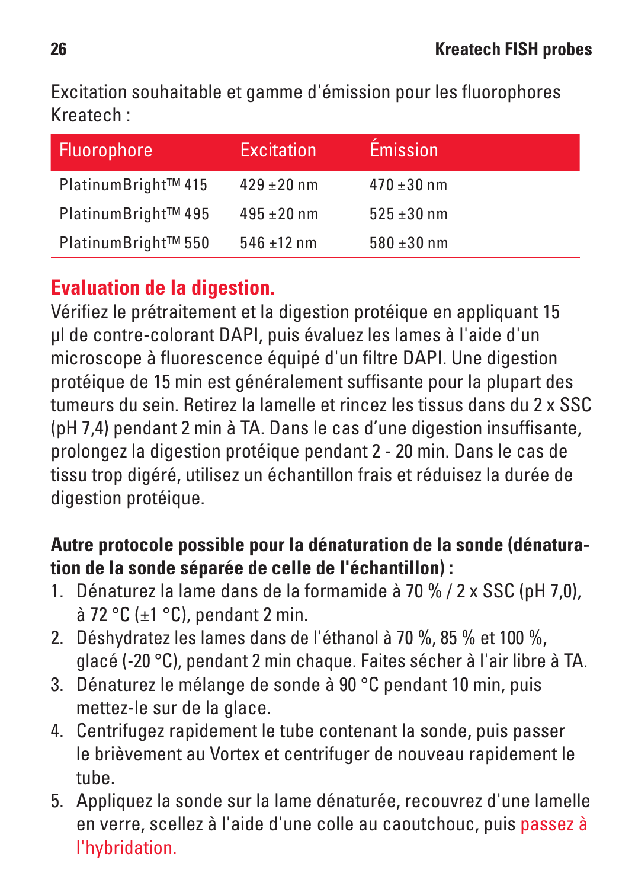Excitation souhaitable et gamme d'émission pour les fluorophores Kreatech :

| Fluorophore | Excitation | Émission |
| --- | --- | --- |
| PlatinumBright™ 415 | 429 ±20 nm | 470 ±30 nm |
| PlatinumBright™ 495 | 495 ±20 nm | 525 ±30 nm |
| PlatinumBright™ 550 | 546 ±12 nm | 580 ±30 nm |

## Evaluation de la digestion.

Vérifiez le prétraitement et la digestion protéique en appliquant 15 µl de contre-colorant DAPI, puis évaluez les lames à l'aide d'un microscope à fluorescence équipé d'un filtre DAPI. Une digestion protéique de 15 min est généralement suffisante pour la plupart des tumeurs du sein. Retirez la lamelle et rincez les tissus dans du 2 x SSC (pH 7,4) pendant 2 min à TA. Dans le cas d'une digestion insuffisante, prolongez la digestion protéique pendant 2 - 20 min. Dans le cas de tissu trop digéré, utilisez un échantillon frais et réduisez la durée de digestion protéique.

**Autre protocole possible pour la dénaturation de la sonde (dénaturation de la sonde séparée de celle de l'échantillon) :**

1. Dénaturez la lame dans de la formamide à 70 % / 2 x SSC (pH 7,0), à 72 °C (±1 °C), pendant 2 min.
2. Déshydratez les lames dans de l'éthanol à 70 %, 85 % et 100 %, glacé (-20 °C), pendant 2 min chaque. Faites sécher à l'air libre à TA.
3. Dénaturez le mélange de sonde à 90 °C pendant 10 min, puis mettez-le sur de la glace.
4. Centrifugez rapidement le tube contenant la sonde, puis passer le brièvement au Vortex et centrifuger de nouveau rapidement le tube.
5. Appliquez la sonde sur la lame dénaturée, recouvrez d'une lamelle en verre, scellez à l'aide d'une colle au caoutchouc, puis passez à l'hybridation.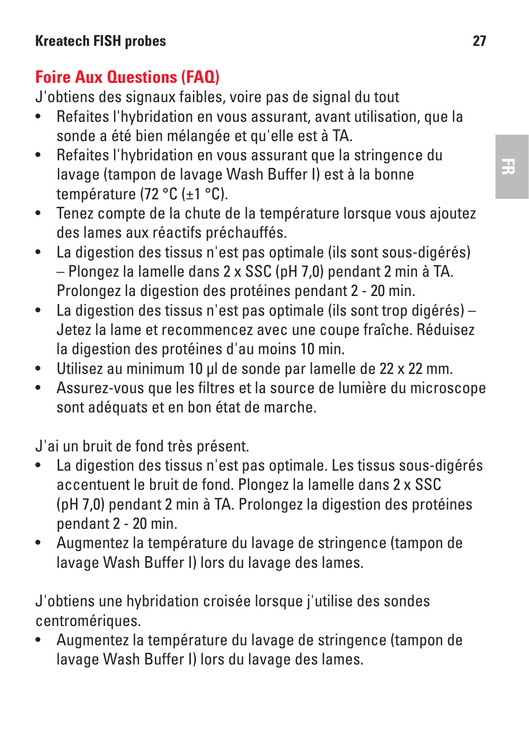## Foire Aux Questions (FAQ)

J'obtiens des signaux faibles, voire pas de signal du tout

- Refaites l'hybridation en vous assurant, avant utilisation, que la sonde a été bien mélangée et qu'elle est à TA.
- Refaites l'hybridation en vous assurant que la stringence du lavage (tampon de lavage Wash Buffer I) est à la bonne température (72 °C (±1 °C).
- Tenez compte de la chute de la température lorsque vous ajoutez des lames aux réactifs préchauffés.
- La digestion des tissus n'est pas optimale (ils sont sous-digérés) – Plongez la lamelle dans 2 x SSC (pH 7,0) pendant 2 min à TA. Prolongez la digestion des protéines pendant 2 - 20 min.
- La digestion des tissus n'est pas optimale (ils sont trop digérés) – Jetez la lame et recommencez avec une coupe fraîche. Réduisez la digestion des protéines d'au moins 10 min.
- Utilisez au minimum 10 µl de sonde par lamelle de 22 x 22 mm.
- Assurez-vous que les filtres et la source de lumière du microscope sont adéquats et en bon état de marche.

J'ai un bruit de fond très présent.

- La digestion des tissus n'est pas optimale. Les tissus sous-digérés accentuent le bruit de fond. Plongez la lamelle dans 2 x SSC (pH 7,0) pendant 2 min à TA. Prolongez la digestion des protéines pendant 2 - 20 min.
- Augmentez la température du lavage de stringence (tampon de lavage Wash Buffer I) lors du lavage des lames.

J'obtiens une hybridation croisée lorsque j'utilise des sondes centromériques.

- Augmentez la température du lavage de stringence (tampon de lavage Wash Buffer I) lors du lavage des lames.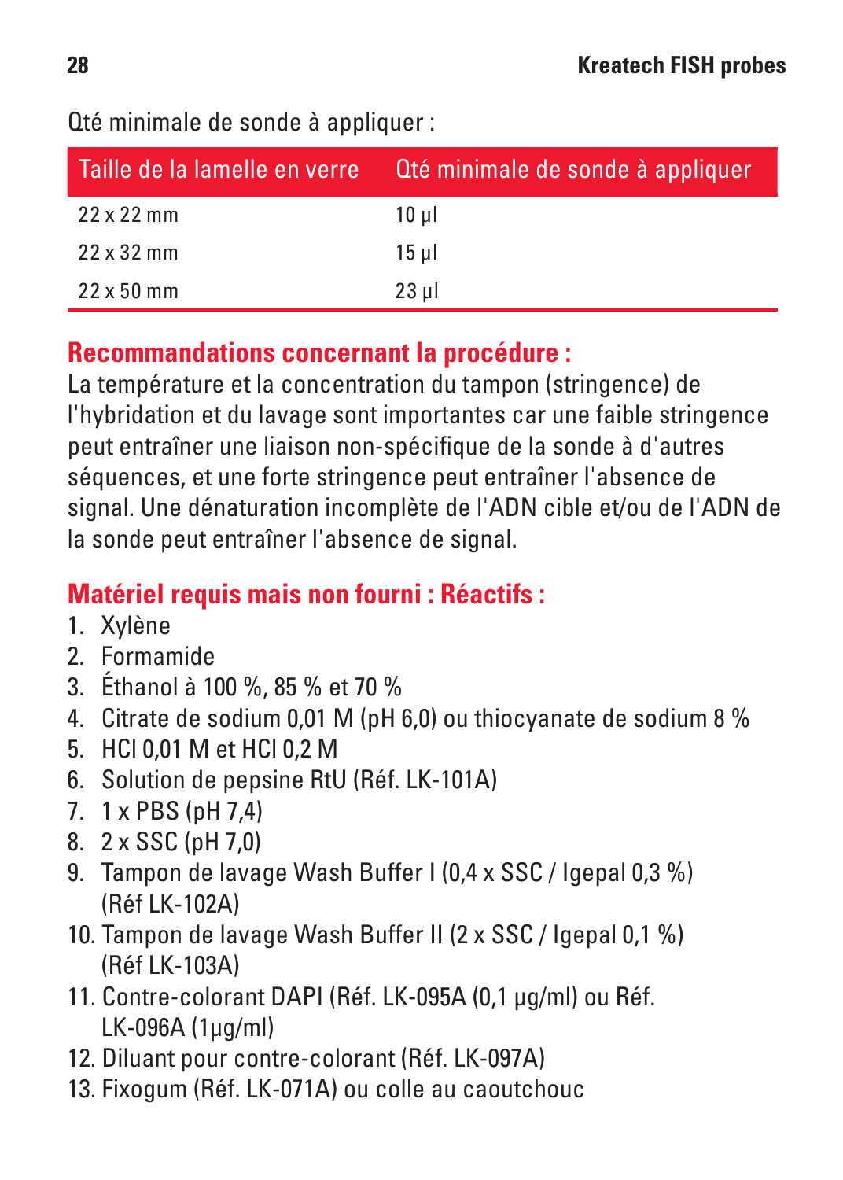Qté minimale de sonde à appliquer :

| Taille de la lamelle en verre | Qté minimale de sonde à appliquer |
|---|---|
| 22 x 22 mm | 10 µl |
| 22 x 32 mm | 15 µl |
| 22 x 50 mm | 23 µl |

## Recommandations concernant la procédure :

La température et la concentration du tampon (stringence) de l'hybridation et du lavage sont importantes car une faible stringence peut entraîner une liaison non-spécifique de la sonde à d'autres séquences, et une forte stringence peut entraîner l'absence de signal. Une dénaturation incomplète de l'ADN cible et/ou de l'ADN de la sonde peut entraîner l'absence de signal.

## Matériel requis mais non fourni : Réactifs :

1. Xylène
2. Formamide
3. Éthanol à 100 %, 85 % et 70 %
4. Citrate de sodium 0,01 M (pH 6,0) ou thiocyanate de sodium 8 %
5. HCl 0,01 M et HCl 0,2 M
6. Solution de pepsine RtU (Réf. LK-101A)
7. 1 x PBS (pH 7,4)
8. 2 x SSC (pH 7,0)
9. Tampon de lavage Wash Buffer I (0,4 x SSC / Igepal 0,3 %) (Réf LK-102A)
10. Tampon de lavage Wash Buffer II (2 x SSC / Igepal 0,1 %) (Réf LK-103A)
11. Contre-colorant DAPI (Réf. LK-095A (0,1 µg/ml) ou Réf. LK-096A (1µg/ml)
12. Diluant pour contre-colorant (Réf. LK-097A)
13. Fixogum (Réf. LK-071A) ou colle au caoutchouc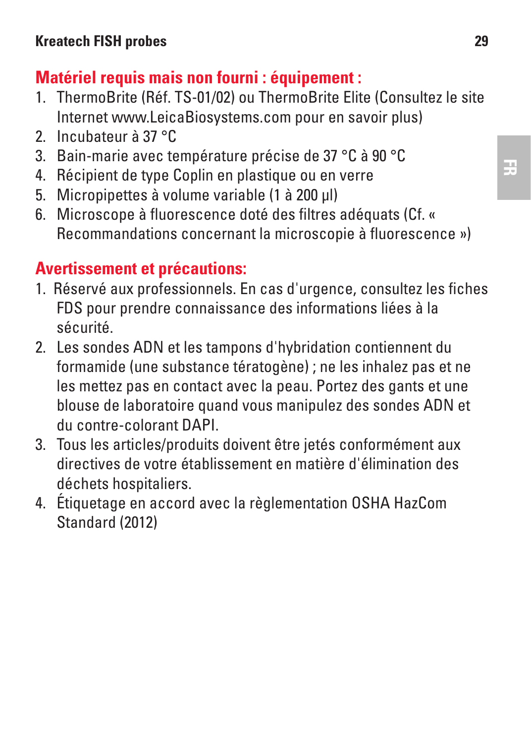## Matériel requis mais non fourni : équipement :

1. ThermoBrite (Réf. TS-01/02) ou ThermoBrite Elite (Consultez le site Internet www.LeicaBiosystems.com pour en savoir plus)
2. Incubateur à 37 °C
3. Bain-marie avec température précise de 37 °C à 90 °C
4. Récipient de type Coplin en plastique ou en verre
5. Micropipettes à volume variable (1 à 200 µl)
6. Microscope à fluorescence doté des filtres adéquats (Cf. « Recommandations concernant la microscopie à fluorescence »)

## Avertissement et précautions:

1. Réservé aux professionnels. En cas d'urgence, consultez les fiches FDS pour prendre connaissance des informations liées à la sécurité.
2. Les sondes ADN et les tampons d'hybridation contiennent du formamide (une substance tératogène) ; ne les inhalez pas et ne les mettez pas en contact avec la peau. Portez des gants et une blouse de laboratoire quand vous manipulez des sondes ADN et du contre-colorant DAPI.
3. Tous les articles/produits doivent être jetés conformément aux directives de votre établissement en matière d'élimination des déchets hospitaliers.
4. Étiquetage en accord avec la règlementation OSHA HazCom Standard (2012)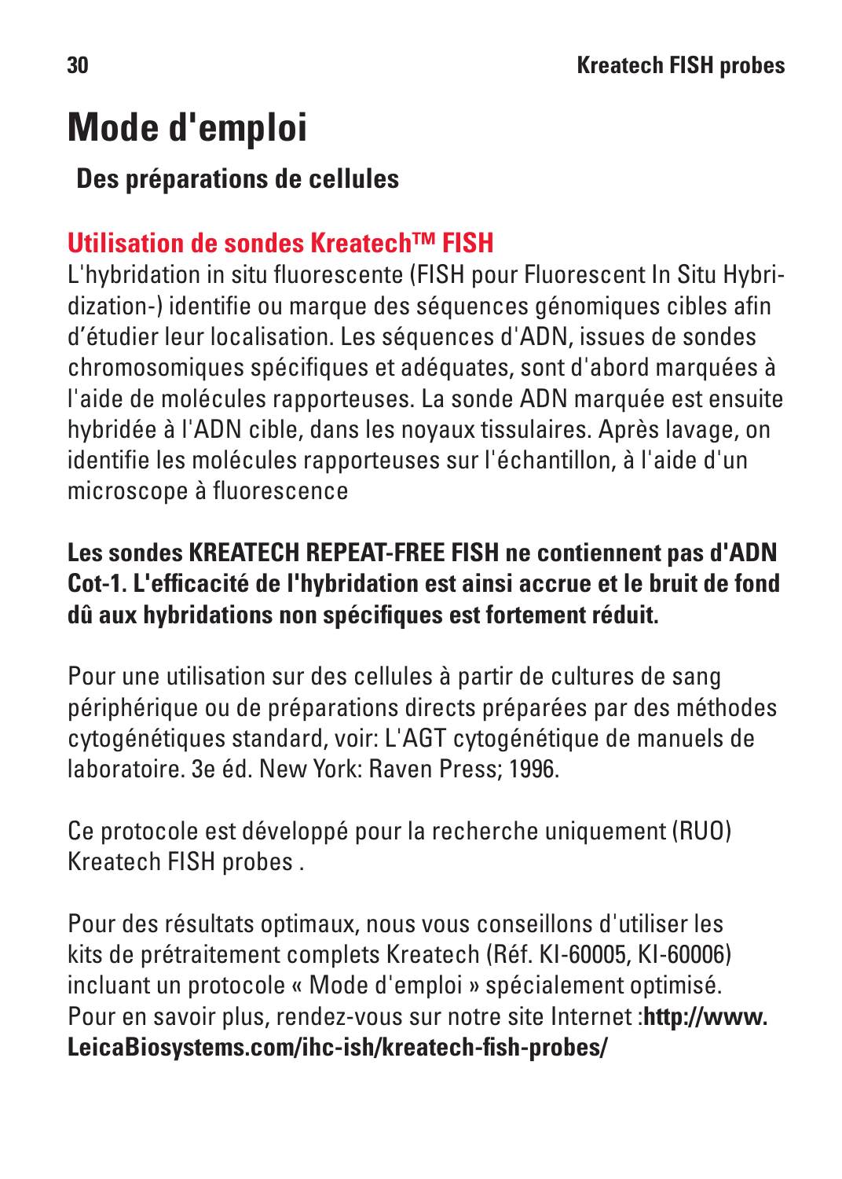# Mode d'emploi

## Des préparations de cellules

### Utilisation de sondes Kreatech™ FISH

L'hybridation in situ fluorescente (FISH pour Fluorescent In Situ Hybridization-) identifie ou marque des séquences génomiques cibles afin d'étudier leur localisation. Les séquences d'ADN, issues de sondes chromosomiques spécifiques et adéquates, sont d'abord marquées à l'aide de molécules rapporteuses. La sonde ADN marquée est ensuite hybridée à l'ADN cible, dans les noyaux tissulaires. Après lavage, on identifie les molécules rapporteuses sur l'échantillon, à l'aide d'un microscope à fluorescence

**Les sondes KREATECH REPEAT-FREE FISH ne contiennent pas d'ADN Cot-1. L'efficacité de l'hybridation est ainsi accrue et le bruit de fond dû aux hybridations non spécifiques est fortement réduit.**

Pour une utilisation sur des cellules à partir de cultures de sang périphérique ou de préparations directs préparées par des méthodes cytogénétiques standard, voir: L'AGT cytogénétique de manuels de laboratoire. 3e éd. New York: Raven Press; 1996.

Ce protocole est développé pour la recherche uniquement (RUO) Kreatech FISH probes .

Pour des résultats optimaux, nous vous conseillons d'utiliser les kits de prétraitement complets Kreatech (Réf. KI-60005, KI-60006) incluant un protocole « Mode d'emploi » spécialement optimisé. Pour en savoir plus, rendez-vous sur notre site Internet :**http://www.LeicaBiosystems.com/ihc-ish/kreatech-fish-probes/**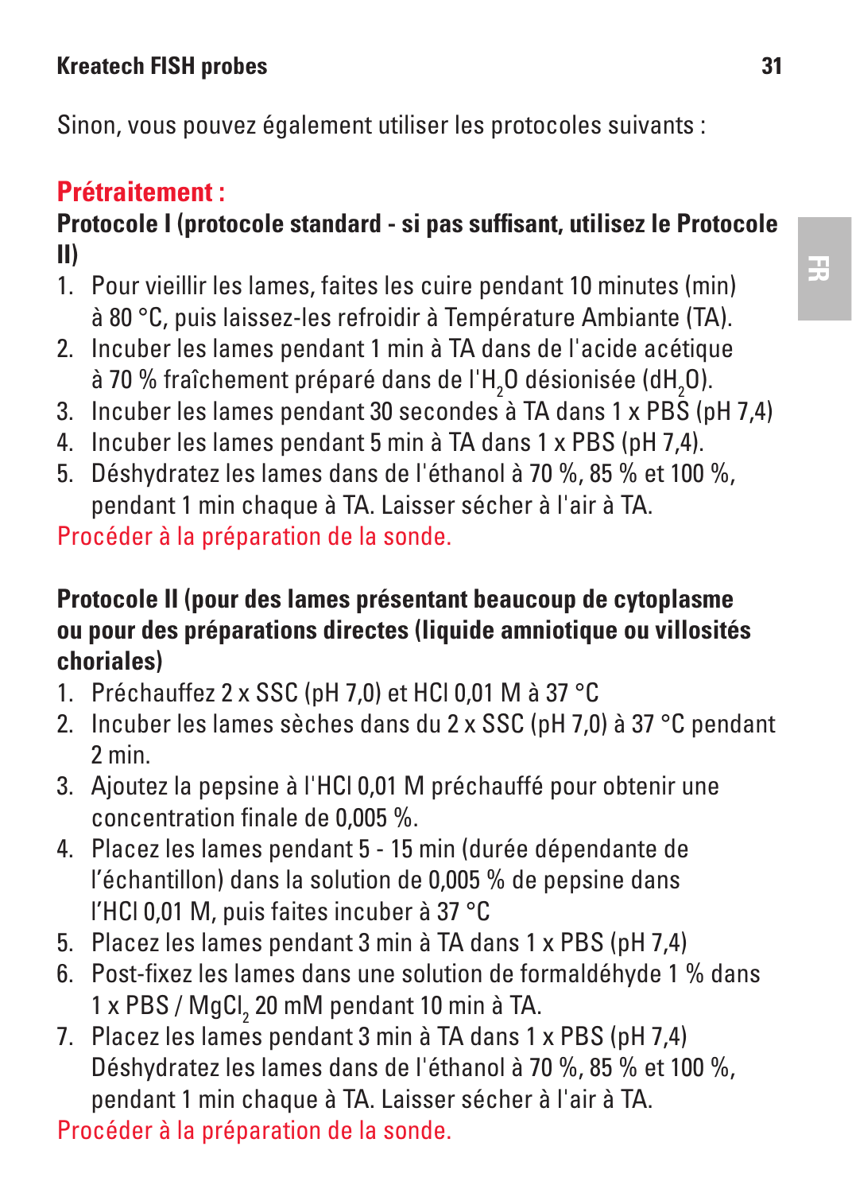Sinon, vous pouvez également utiliser les protocoles suivants :

## Prétraitement :

### Protocole I (protocole standard - si pas suffisant, utilisez le Protocole II)

1. Pour vieillir les lames, faites les cuire pendant 10 minutes (min) à 80 °C, puis laissez-les refroidir à Température Ambiante (TA).
2. Incuber les lames pendant 1 min à TA dans de l'acide acétique à 70 % fraîchement préparé dans de l'$H_2O$ désionisée ($dH_2O$).
3. Incuber les lames pendant 30 secondes à TA dans 1 x PBS (pH 7,4)
4. Incuber les lames pendant 5 min à TA dans 1 x PBS (pH 7,4).
5. Déshydratez les lames dans de l'éthanol à 70 %, 85 % et 100 %, pendant 1 min chaque à TA. Laisser sécher à l'air à TA.

Procéder à la préparation de la sonde.

### Protocole II (pour des lames présentant beaucoup de cytoplasme ou pour des préparations directes (liquide amniotique ou villosités choriales)

1. Préchauffez 2 x SSC (pH 7,0) et HCl 0,01 M à 37 °C
2. Incuber les lames sèches dans du 2 x SSC (pH 7,0) à 37 °C pendant 2 min.
3. Ajoutez la pepsine à l'HCl 0,01 M préchauffé pour obtenir une concentration finale de 0,005 %.
4. Placez les lames pendant 5 - 15 min (durée dépendante de l'échantillon) dans la solution de 0,005 % de pepsine dans l'HCl 0,01 M, puis faites incuber à 37 °C
5. Placez les lames pendant 3 min à TA dans 1 x PBS (pH 7,4)
6. Post-fixez les lames dans une solution de formaldéhyde 1 % dans 1 x PBS / $MgCl_2$ 20 mM pendant 10 min à TA.
7. Placez les lames pendant 3 min à TA dans 1 x PBS (pH 7,4) Déshydratez les lames dans de l'éthanol à 70 %, 85 % et 100 %, pendant 1 min chaque à TA. Laisser sécher à l'air à TA.

Procéder à la préparation de la sonde.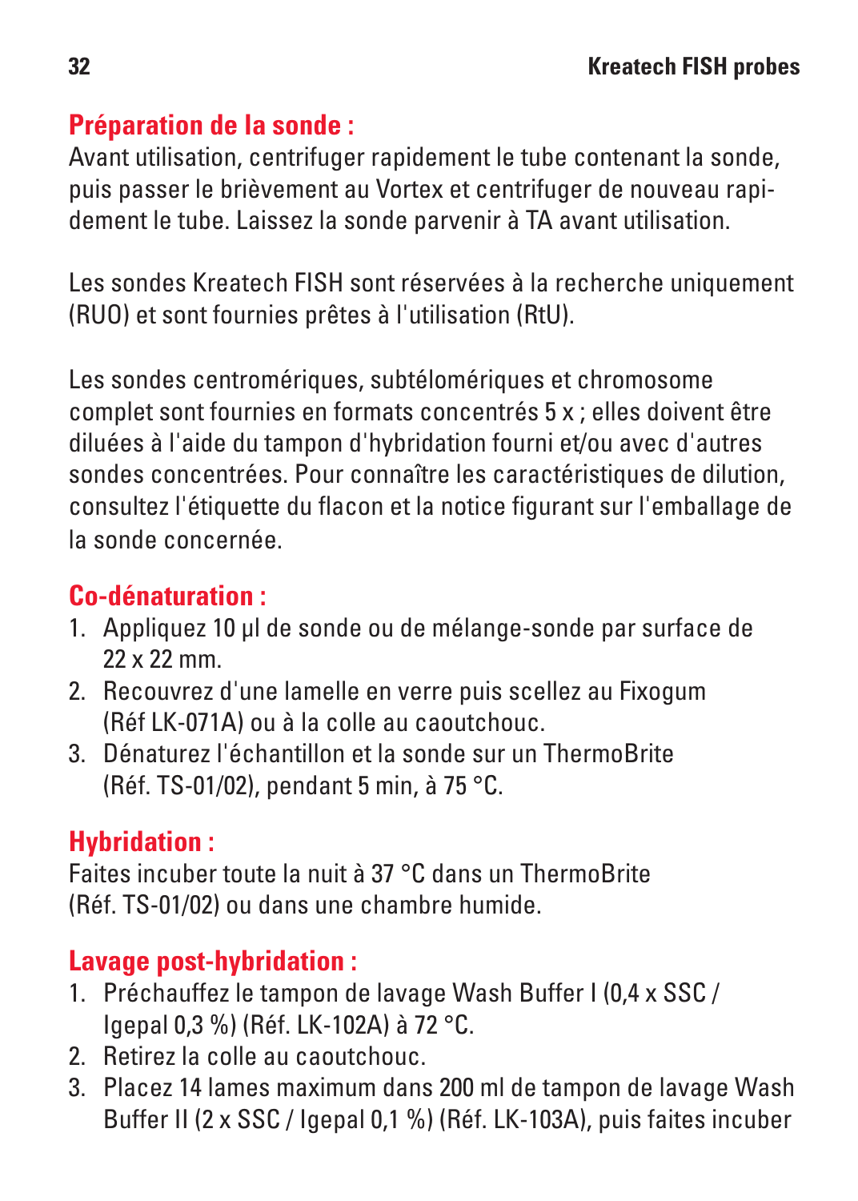## Préparation de la sonde :

Avant utilisation, centrifuger rapidement le tube contenant la sonde, puis passer le brièvement au Vortex et centrifuger de nouveau rapidement le tube. Laissez la sonde parvenir à TA avant utilisation.

Les sondes Kreatech FISH sont réservées à la recherche uniquement (RUO) et sont fournies prêtes à l'utilisation (RtU).

Les sondes centromériques, subtélomériques et chromosome complet sont fournies en formats concentrés 5 x ; elles doivent être diluées à l'aide du tampon d'hybridation fourni et/ou avec d'autres sondes concentrées. Pour connaître les caractéristiques de dilution, consultez l'étiquette du flacon et la notice figurant sur l'emballage de la sonde concernée.

## Co-dénaturation :

1. Appliquez 10 µl de sonde ou de mélange-sonde par surface de 22 x 22 mm.
2. Recouvrez d'une lamelle en verre puis scellez au Fixogum (Réf LK-071A) ou à la colle au caoutchouc.
3. Dénaturez l'échantillon et la sonde sur un ThermoBrite (Réf. TS-01/02), pendant 5 min, à 75 °C.

## Hybridation :

Faites incuber toute la nuit à 37 °C dans un ThermoBrite (Réf. TS-01/02) ou dans une chambre humide.

## Lavage post-hybridation :

1. Préchauffez le tampon de lavage Wash Buffer I (0,4 x SSC / Igepal 0,3 %) (Réf. LK-102A) à 72 °C.
2. Retirez la colle au caoutchouc.
3. Placez 14 lames maximum dans 200 ml de tampon de lavage Wash Buffer II (2 x SSC / Igepal 0,1 %) (Réf. LK-103A), puis faites incuber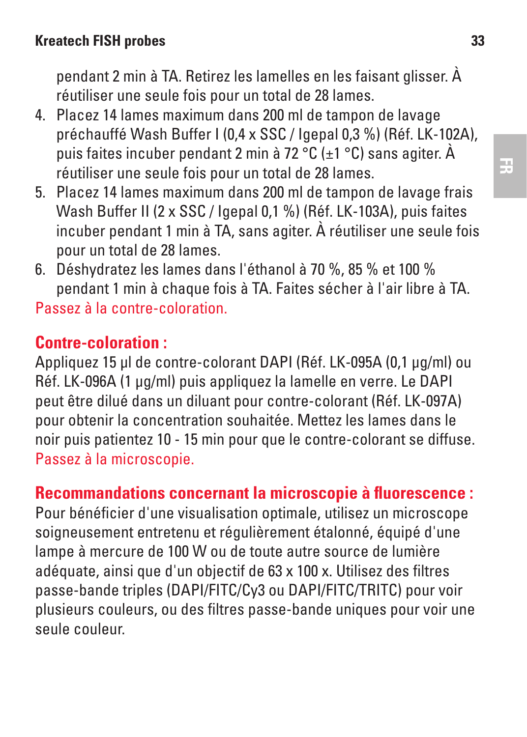pendant 2 min à TA. Retirez les lamelles en les faisant glisser. À réutiliser une seule fois pour un total de 28 lames.

4. Placez 14 lames maximum dans 200 ml de tampon de lavage préchauffé Wash Buffer I (0,4 x SSC / Igepal 0,3 %) (Réf. LK-102A), puis faites incuber pendant 2 min à 72 °C (±1 °C) sans agiter. À réutiliser une seule fois pour un total de 28 lames.
5. Placez 14 lames maximum dans 200 ml de tampon de lavage frais Wash Buffer II (2 x SSC / Igepal 0,1 %) (Réf. LK-103A), puis faites incuber pendant 1 min à TA, sans agiter. À réutiliser une seule fois pour un total de 28 lames.
6. Déshydratez les lames dans l'éthanol à 70 %, 85 % et 100 % pendant 1 min à chaque fois à TA. Faites sécher à l'air libre à TA.

Passez à la contre-coloration.

## Contre-coloration :

Appliquez 15 µl de contre-colorant DAPI (Réf. LK-095A (0,1 µg/ml) ou Réf. LK-096A (1 µg/ml) puis appliquez la lamelle en verre. Le DAPI peut être dilué dans un diluant pour contre-colorant (Réf. LK-097A) pour obtenir la concentration souhaitée. Mettez les lames dans le noir puis patientez 10 - 15 min pour que le contre-colorant se diffuse.

Passez à la microscopie.

## Recommandations concernant la microscopie à fluorescence :

Pour bénéficier d'une visualisation optimale, utilisez un microscope soigneusement entretenu et régulièrement étalonné, équipé d'une lampe à mercure de 100 W ou de toute autre source de lumière adéquate, ainsi que d'un objectif de 63 x 100 x. Utilisez des filtres passe-bande triples (DAPI/FITC/Cy3 ou DAPI/FITC/TRITC) pour voir plusieurs couleurs, ou des filtres passe-bande uniques pour voir une seule couleur.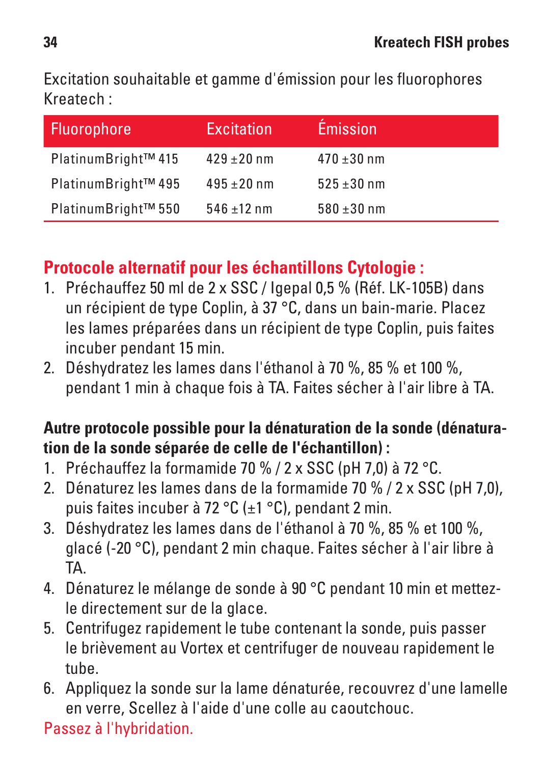Excitation souhaitable et gamme d'émission pour les fluorophores Kreatech :

| Fluorophore | Excitation | Émission |
|---|---|---|
| PlatinumBright™ 415 | 429 ±20 nm | 470 ±30 nm |
| PlatinumBright™ 495 | 495 ±20 nm | 525 ±30 nm |
| PlatinumBright™ 550 | 546 ±12 nm | 580 ±30 nm |

## Protocole alternatif pour les échantillons Cytologie :

1. Préchauffez 50 ml de 2 x SSC / Igepal 0,5 % (Réf. LK-105B) dans un récipient de type Coplin, à 37 °C, dans un bain-marie. Placez les lames préparées dans un récipient de type Coplin, puis faites incuber pendant 15 min.
2. Déshydratez les lames dans l'éthanol à 70 %, 85 % et 100 %, pendant 1 min à chaque fois à TA. Faites sécher à l'air libre à TA.

**Autre protocole possible pour la dénaturation de la sonde (dénaturation de la sonde séparée de celle de l'échantillon) :**

1. Préchauffez la formamide 70 % / 2 x SSC (pH 7,0) à 72 °C.
2. Dénaturez les lames dans de la formamide 70 % / 2 x SSC (pH 7,0), puis faites incuber à 72 °C (±1 °C), pendant 2 min.
3. Déshydratez les lames dans de l'éthanol à 70 %, 85 % et 100 %, glacé (-20 °C), pendant 2 min chaque. Faites sécher à l'air libre à TA.
4. Dénaturez le mélange de sonde à 90 °C pendant 10 min et mettez-le directement sur de la glace.
5. Centrifugez rapidement le tube contenant la sonde, puis passer le brièvement au Vortex et centrifuger de nouveau rapidement le tube.
6. Appliquez la sonde sur la lame dénaturée, recouvrez d'une lamelle en verre, Scellez à l'aide d'une colle au caoutchouc.

Passez à l'hybridation.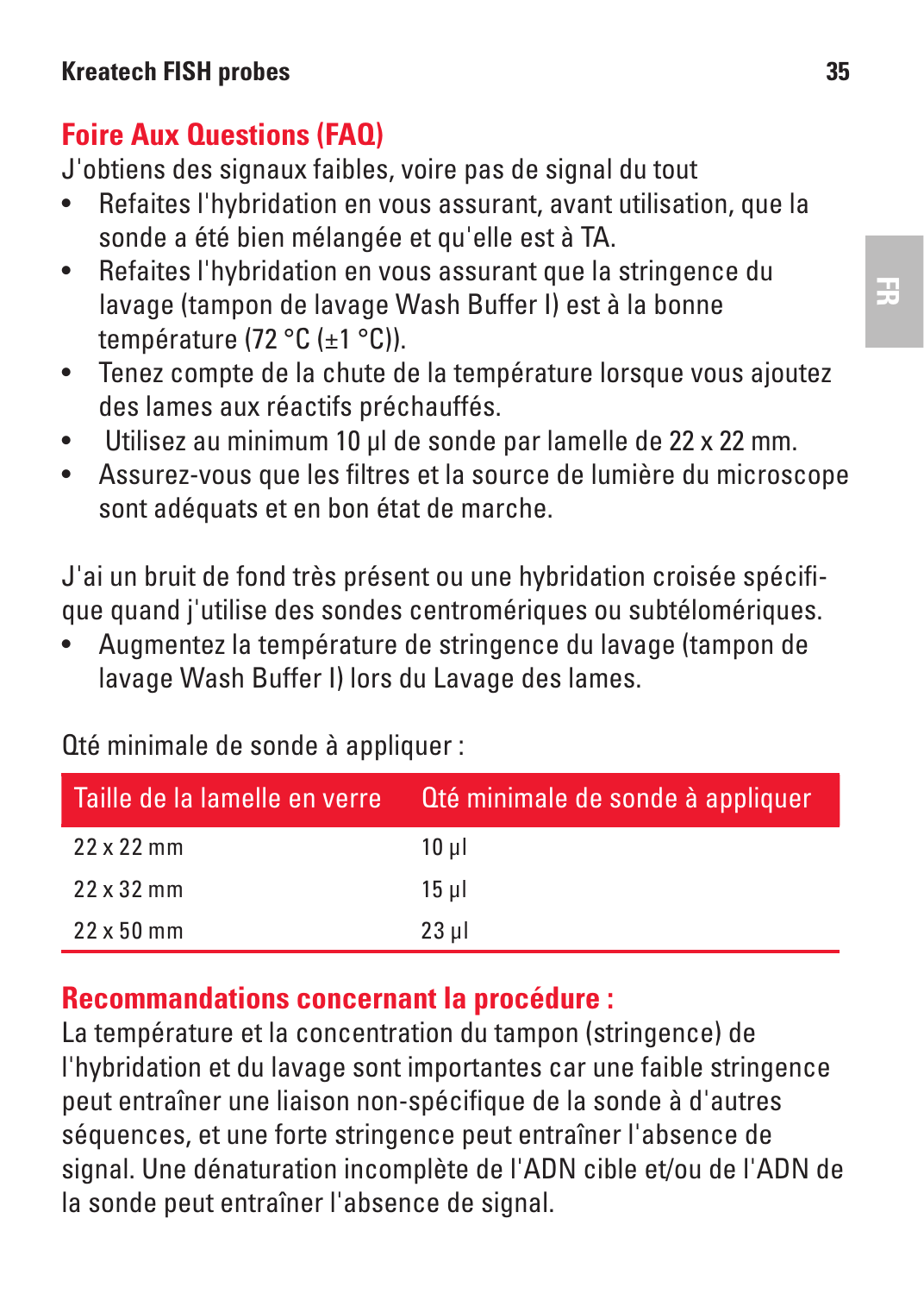## Foire Aux Questions (FAQ)

J'obtiens des signaux faibles, voire pas de signal du tout

- Refaites l'hybridation en vous assurant, avant utilisation, que la sonde a été bien mélangée et qu'elle est à TA.
- Refaites l'hybridation en vous assurant que la stringence du lavage (tampon de lavage Wash Buffer I) est à la bonne température (72 °C (±1 °C)).
- Tenez compte de la chute de la température lorsque vous ajoutez des lames aux réactifs préchauffés.
- Utilisez au minimum 10 µl de sonde par lamelle de 22 x 22 mm.
- Assurez-vous que les filtres et la source de lumière du microscope sont adéquats et en bon état de marche.

J'ai un bruit de fond très présent ou une hybridation croisée spécifique quand j'utilise des sondes centromériques ou subtélomériques.

- Augmentez la température de stringence du lavage (tampon de lavage Wash Buffer I) lors du Lavage des lames.

Qté minimale de sonde à appliquer :

| Taille de la lamelle en verre | Qté minimale de sonde à appliquer |
|---|---|
| 22 x 22 mm | 10 µl |
| 22 x 32 mm | 15 µl |
| 22 x 50 mm | 23 µl |

## Recommandations concernant la procédure :

La température et la concentration du tampon (stringence) de l'hybridation et du lavage sont importantes car une faible stringence peut entraîner une liaison non-spécifique de la sonde à d'autres séquences, et une forte stringence peut entraîner l'absence de signal. Une dénaturation incomplète de l'ADN cible et/ou de l'ADN de la sonde peut entraîner l'absence de signal.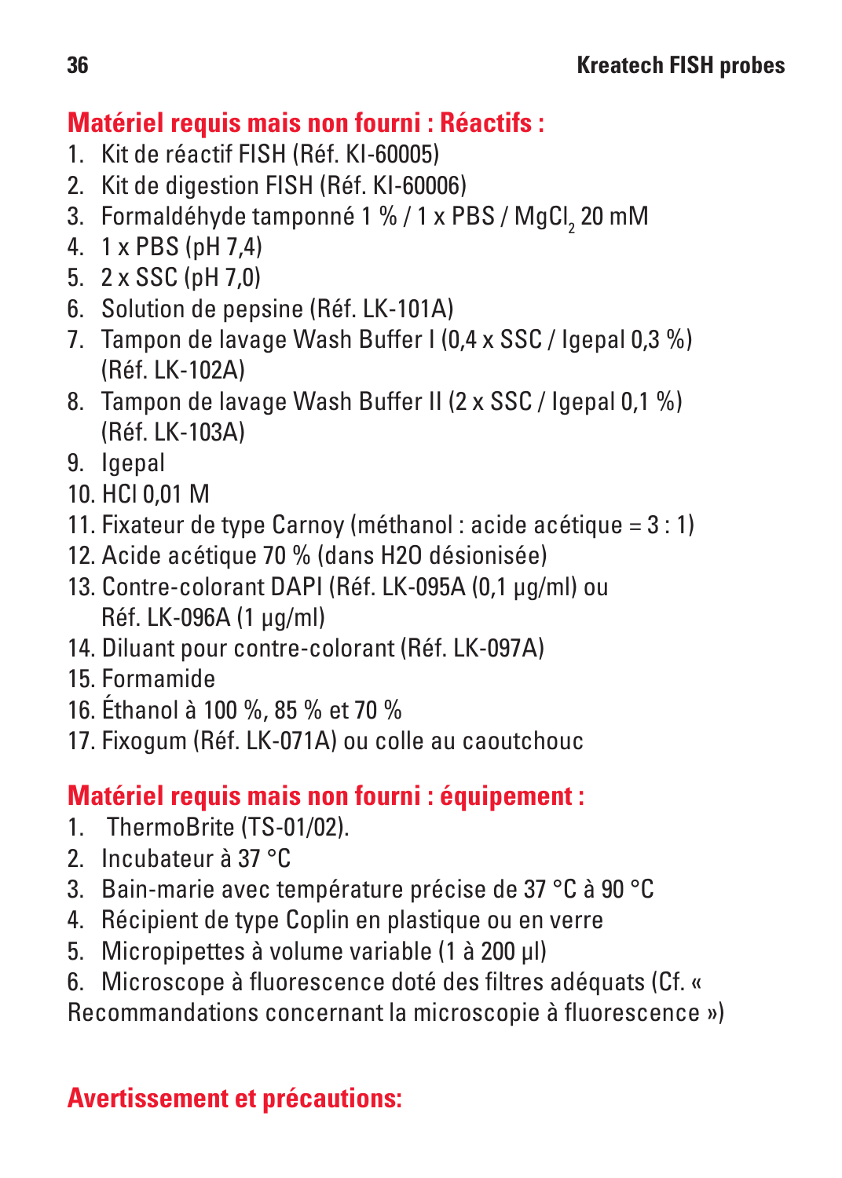## Matériel requis mais non fourni : Réactifs :

1. Kit de réactif FISH (Réf. KI-60005)
2. Kit de digestion FISH (Réf. KI-60006)
3. Formaldéhyde tamponné 1 % / 1 x PBS / $MgCl_2$ 20 mM
4. 1 x PBS (pH 7,4)
5. 2 x SSC (pH 7,0)
6. Solution de pepsine (Réf. LK-101A)
7. Tampon de lavage Wash Buffer I (0,4 x SSC / Igepal 0,3 %) (Réf. LK-102A)
8. Tampon de lavage Wash Buffer II (2 x SSC / Igepal 0,1 %) (Réf. LK-103A)
9. Igepal
10. HCl 0,01 M
11. Fixateur de type Carnoy (méthanol : acide acétique = 3 : 1)
12. Acide acétique 70 % (dans H2O désionisée)
13. Contre-colorant DAPI (Réf. LK-095A (0,1 µg/ml) ou Réf. LK-096A (1 µg/ml)
14. Diluant pour contre-colorant (Réf. LK-097A)
15. Formamide
16. Éthanol à 100 %, 85 % et 70 %
17. Fixogum (Réf. LK-071A) ou colle au caoutchouc

## Matériel requis mais non fourni : équipement :

1. ThermoBrite (TS-01/02).
2. Incubateur à 37 °C
3. Bain-marie avec température précise de 37 °C à 90 °C
4. Récipient de type Coplin en plastique ou en verre
5. Micropipettes à volume variable (1 à 200 µl)
6. Microscope à fluorescence doté des filtres adéquats (Cf. « Recommandations concernant la microscopie à fluorescence »)

## Avertissement et précautions: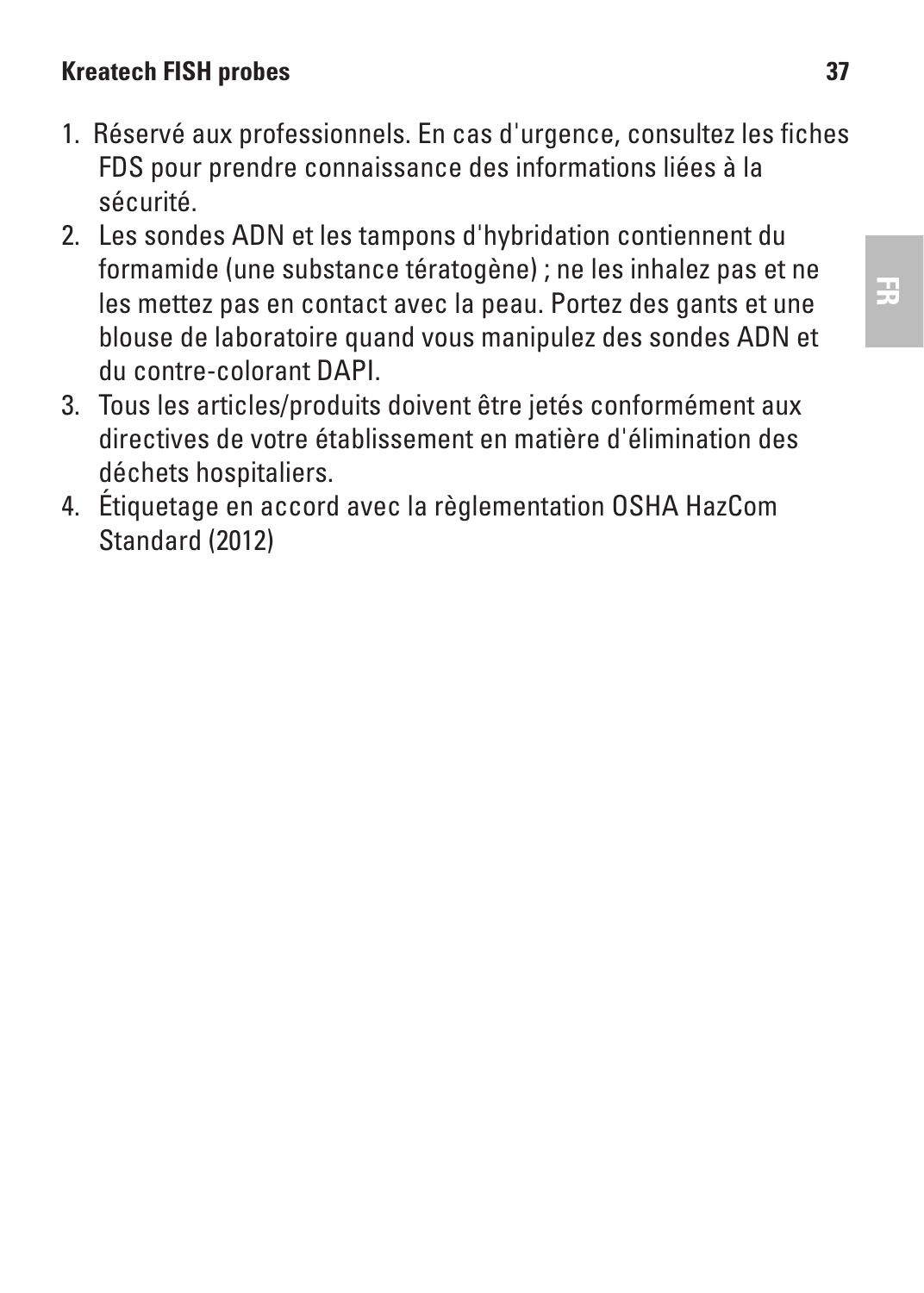1. Réservé aux professionnels. En cas d'urgence, consultez les fiches FDS pour prendre connaissance des informations liées à la sécurité.
2. Les sondes ADN et les tampons d'hybridation contiennent du formamide (une substance tératogène) ; ne les inhalez pas et ne les mettez pas en contact avec la peau. Portez des gants et une blouse de laboratoire quand vous manipulez des sondes ADN et du contre-colorant DAPI.
3. Tous les articles/produits doivent être jetés conformément aux directives de votre établissement en matière d'élimination des déchets hospitaliers.
4. Étiquetage en accord avec la règlementation OSHA HazCom Standard (2012)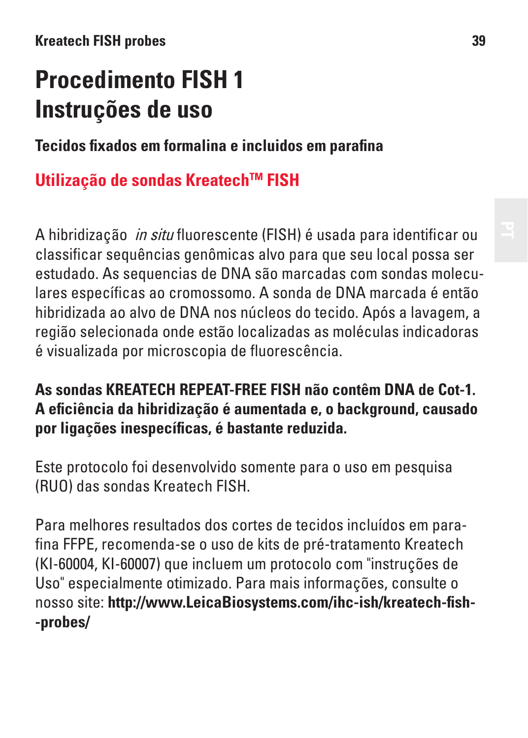# Procedimento FISH 1 Instruções de uso

### Tecidos fixados em formalina e incluidos em parafina

## Utilização de sondas Kreatech™ FISH

A hibridização *in situ* fluorescente (FISH) é usada para identificar ou classificar sequências genômicas alvo para que seu local possa ser estudado. As sequencias de DNA são marcadas com sondas moleculares específicas ao cromossomo. A sonda de DNA marcada é então hibridizada ao alvo de DNA nos núcleos do tecido. Após a lavagem, a região selecionada onde estão localizadas as moléculas indicadoras é visualizada por microscopia de fluorescência.

**As sondas KREATECH REPEAT-FREE FISH não contêm DNA de Cot-1. A eficiência da hibridização é aumentada e, o background, causado por ligações inespecíficas, é bastante reduzida.**

Este protocolo foi desenvolvido somente para o uso em pesquisa (RUO) das sondas Kreatech FISH.

Para melhores resultados dos cortes de tecidos incluídos em parafina FFPE, recomenda-se o uso de kits de pré-tratamento Kreatech (KI-60004, KI-60007) que incluem um protocolo com "instruções de Uso" especialmente otimizado. Para mais informações, consulte o nosso site: **http://www.LeicaBiosystems.com/ihc-ish/kreatech-fish-probes/**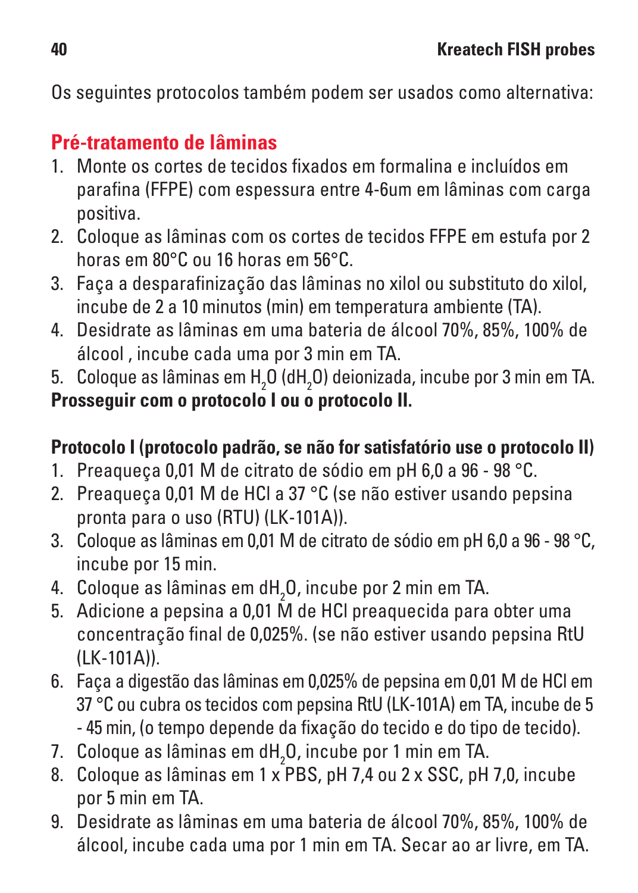Os seguintes protocolos também podem ser usados como alternativa:

## Pré-tratamento de lâminas

1. Monte os cortes de tecidos fixados em formalina e incluídos em parafina (FFPE) com espessura entre 4-6um em lâminas com carga positiva.
2. Coloque as lâminas com os cortes de tecidos FFPE em estufa por 2 horas em 80°C ou 16 horas em 56°C.
3. Faça a desparafinização das lâminas no xilol ou substituto do xilol, incube de 2 a 10 minutos (min) em temperatura ambiente (TA).
4. Desidrate as lâminas em uma bateria de álcool 70%, 85%, 100% de álcool , incube cada uma por 3 min em TA.
5. Coloque as lâminas em $H_2O$ ($dH_2O$) deionizada, incube por 3 min em TA.

**Prosseguir com o protocolo I ou o protocolo II.**

**Protocolo I (protocolo padrão, se não for satisfatório use o protocolo II)**

1. Preaqueça 0,01 M de citrato de sódio em pH 6,0 a 96 - 98 °C.
2. Preaqueça 0,01 M de HCl a 37 °C (se não estiver usando pepsina pronta para o uso (RTU) (LK-101A)).
3. Coloque as lâminas em 0,01 M de citrato de sódio em pH 6,0 a 96 - 98 °C, incube por 15 min.
4. Coloque as lâminas em $dH_2O$, incube por 2 min em TA.
5. Adicione a pepsina a 0,01 M de HCl preaquecida para obter uma concentração final de 0,025%. (se não estiver usando pepsina RtU (LK-101A)).
6. Faça a digestão das lâminas em 0,025% de pepsina em 0,01 M de HCl em 37 °C ou cubra os tecidos com pepsina RtU (LK-101A) em TA, incube de 5 - 45 min, (o tempo depende da fixação do tecido e do tipo de tecido).
7. Coloque as lâminas em $dH_2O$, incube por 1 min em TA.
8. Coloque as lâminas em 1 x PBS, pH 7,4 ou 2 x SSC, pH 7,0, incube por 5 min em TA.
9. Desidrate as lâminas em uma bateria de álcool 70%, 85%, 100% de álcool, incube cada uma por 1 min em TA. Secar ao ar livre, em TA.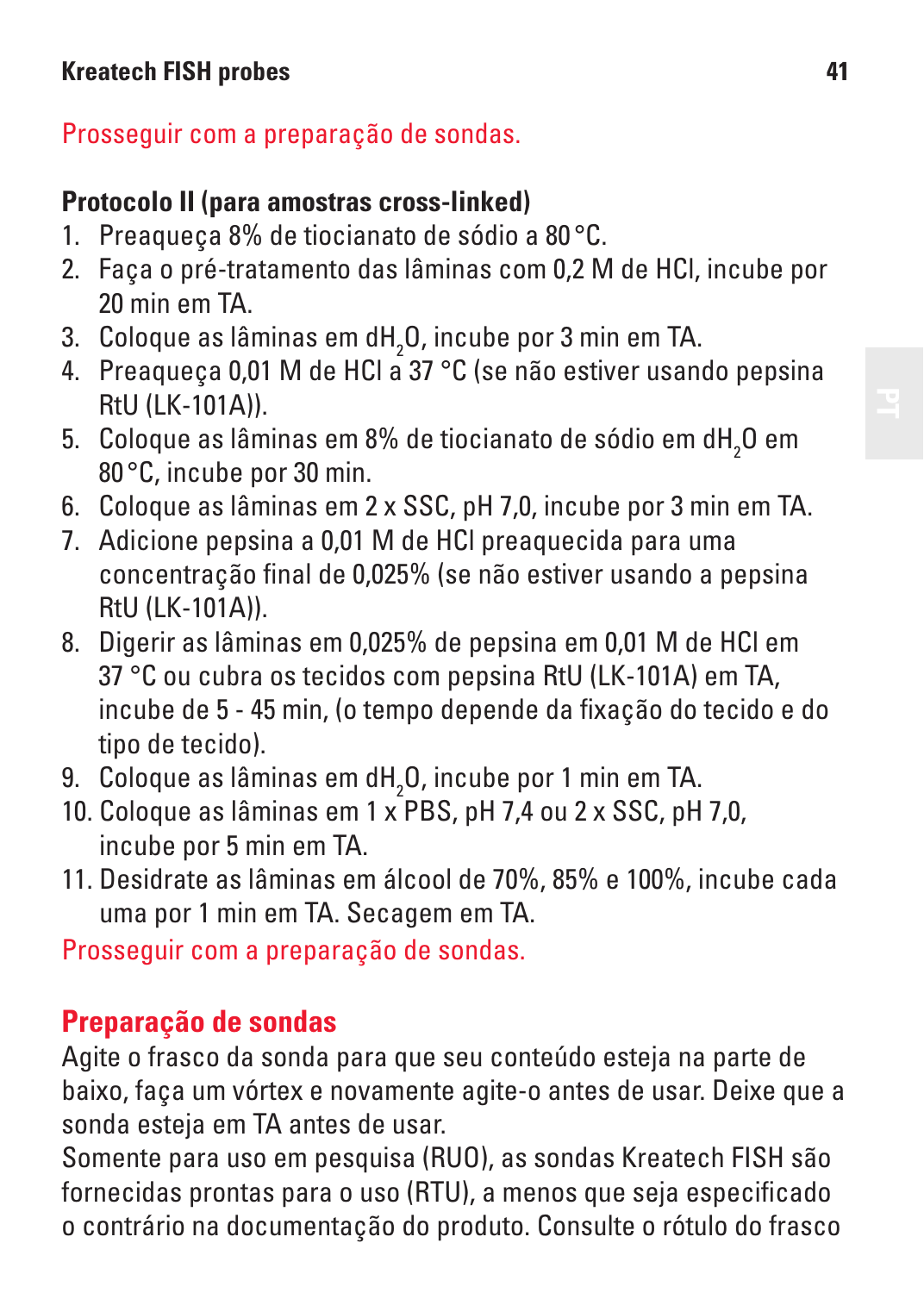Prosseguir com a preparação de sondas.

**Protocolo II (para amostras cross-linked)**

1. Preaqueça 8% de tiocianato de sódio a 80 °C.
2. Faça o pré-tratamento das lâminas com 0,2 M de HCl, incube por 20 min em TA.
3. Coloque as lâminas em $dH_2O$, incube por 3 min em TA.
4. Preaqueça 0,01 M de HCl a 37 °C (se não estiver usando pepsina RtU (LK-101A)).
5. Coloque as lâminas em 8% de tiocianato de sódio em $dH_2O$ em 80 °C, incube por 30 min.
6. Coloque as lâminas em 2 x SSC, pH 7,0, incube por 3 min em TA.
7. Adicione pepsina a 0,01 M de HCl preaquecida para uma concentração final de 0,025% (se não estiver usando a pepsina RtU (LK-101A)).
8. Digerir as lâminas em 0,025% de pepsina em 0,01 M de HCl em 37 °C ou cubra os tecidos com pepsina RtU (LK-101A) em TA, incube de 5 - 45 min, (o tempo depende da fixação do tecido e do tipo de tecido).
9. Coloque as lâminas em $dH_2O$, incube por 1 min em TA.
10. Coloque as lâminas em 1 x PBS, pH 7,4 ou 2 x SSC, pH 7,0, incube por 5 min em TA.
11. Desidrate as lâminas em álcool de 70%, 85% e 100%, incube cada uma por 1 min em TA. Secagem em TA.

Prosseguir com a preparação de sondas.

## Preparação de sondas

Agite o frasco da sonda para que seu conteúdo esteja na parte de baixo, faça um vórtex e novamente agite-o antes de usar. Deixe que a sonda esteja em TA antes de usar.
Somente para uso em pesquisa (RUO), as sondas Kreatech FISH são fornecidas prontas para o uso (RTU), a menos que seja especificado o contrário na documentação do produto. Consulte o rótulo do frasco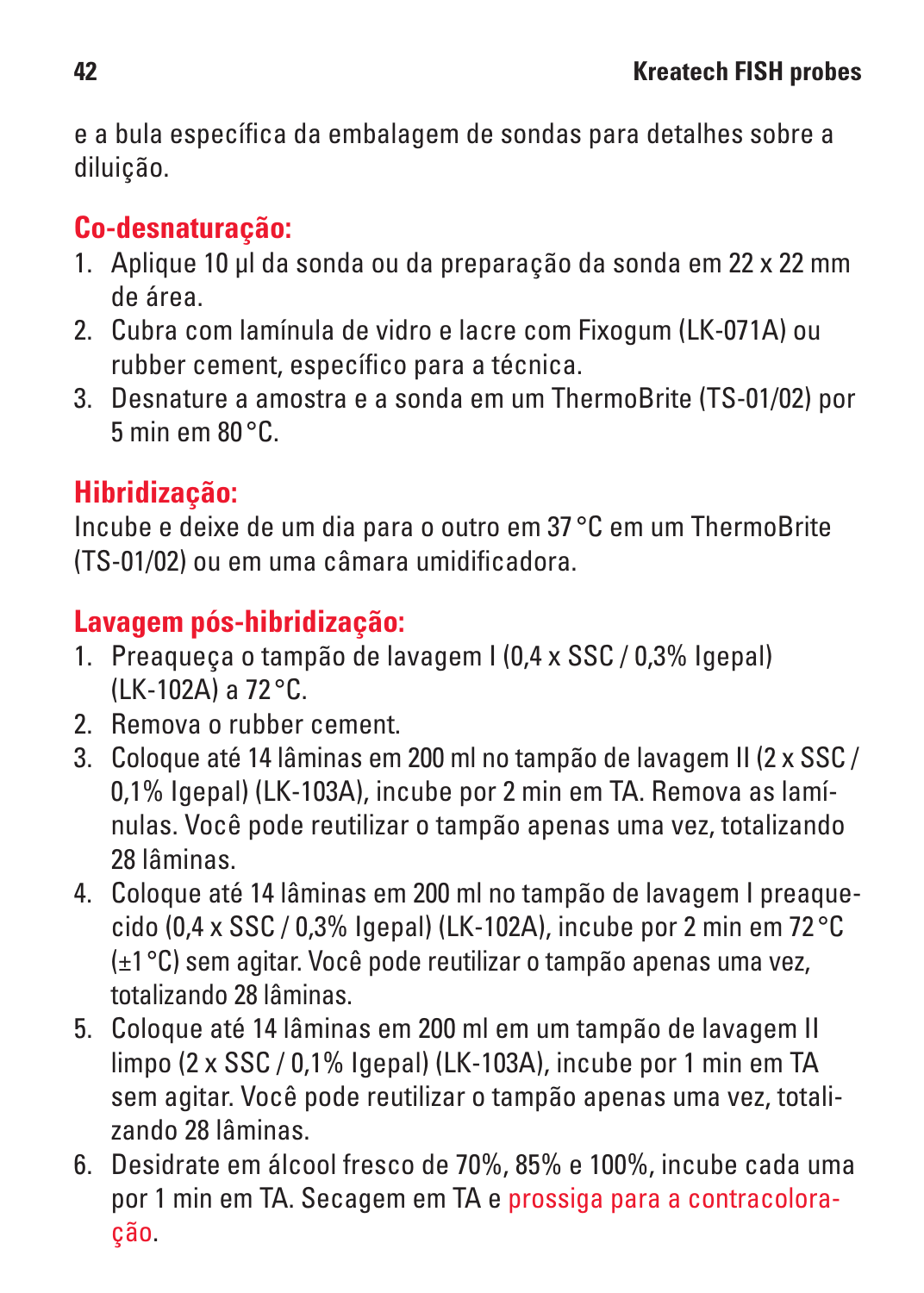e a bula específica da embalagem de sondas para detalhes sobre a diluição.

## Co-desnaturação:

1. Aplique 10 µl da sonda ou da preparação da sonda em 22 x 22 mm de área.
2. Cubra com lamínula de vidro e lacre com Fixogum (LK-071A) ou rubber cement, específico para a técnica.
3. Desnature a amostra e a sonda em um ThermoBrite (TS-01/02) por 5 min em 80 °C.

## Hibridização:

Incube e deixe de um dia para o outro em 37 °C em um ThermoBrite (TS-01/02) ou em uma câmara umidificadora.

## Lavagem pós-hibridização:

1. Preaqueça o tampão de lavagem I (0,4 x SSC / 0,3% Igepal) (LK-102A) a 72 °C.
2. Remova o rubber cement.
3. Coloque até 14 lâminas em 200 ml no tampão de lavagem II (2 x SSC / 0,1% Igepal) (LK-103A), incube por 2 min em TA. Remova as lamínulas. Você pode reutilizar o tampão apenas uma vez, totalizando 28 lâminas.
4. Coloque até 14 lâminas em 200 ml no tampão de lavagem I preaquecido (0,4 x SSC / 0,3% Igepal) (LK-102A), incube por 2 min em 72 °C (±1 °C) sem agitar. Você pode reutilizar o tampão apenas uma vez, totalizando 28 lâminas.
5. Coloque até 14 lâminas em 200 ml em um tampão de lavagem II limpo (2 x SSC / 0,1% Igepal) (LK-103A), incube por 1 min em TA sem agitar. Você pode reutilizar o tampão apenas uma vez, totalizando 28 lâminas.
6. Desidrate em álcool fresco de 70%, 85% e 100%, incube cada uma por 1 min em TA. Secagem em TA e prossiga para a contracoloração.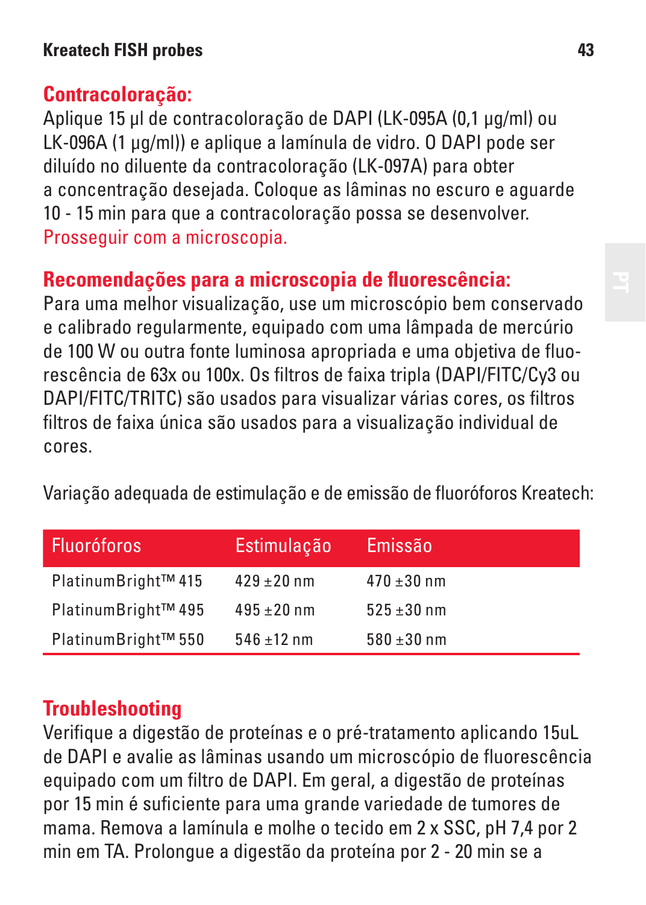## Contracoloração:

Aplique 15 µl de contracoloração de DAPI (LK-095A (0,1 µg/ml) ou LK-096A (1 µg/ml)) e aplique a lamínula de vidro. O DAPI pode ser diluído no diluente da contracoloração (LK-097A) para obter a concentração desejada. Coloque as lâminas no escuro e aguarde 10 - 15 min para que a contracoloração possa se desenvolver. Prosseguir com a microscopia.

## Recomendações para a microscopia de fluorescência:

Para uma melhor visualização, use um microscópio bem conservado e calibrado regularmente, equipado com uma lâmpada de mercúrio de 100 W ou outra fonte luminosa apropriada e uma objetiva de fluorescência de 63x ou 100x. Os filtros de faixa tripla (DAPI/FITC/Cy3 ou DAPI/FITC/TRITC) são usados para visualizar várias cores, os filtros filtros de faixa única são usados para a visualização individual de cores.

Variação adequada de estimulação e de emissão de fluoróforos Kreatech:

| Fluoróforos | Estimulação | Emissão |
|---|---|---|
| PlatinumBright™ 415 | 429 ±20 nm | 470 ±30 nm |
| PlatinumBright™ 495 | 495 ±20 nm | 525 ±30 nm |
| PlatinumBright™ 550 | 546 ±12 nm | 580 ±30 nm |

## Troubleshooting

Verifique a digestão de proteínas e o pré-tratamento aplicando 15uL de DAPI e avalie as lâminas usando um microscópio de fluorescência equipado com um filtro de DAPI. Em geral, a digestão de proteínas por 15 min é suficiente para uma grande variedade de tumores de mama. Remova a lamínula e molhe o tecido em 2 x SSC, pH 7,4 por 2 min em TA. Prolongue a digestão da proteína por 2 - 20 min se a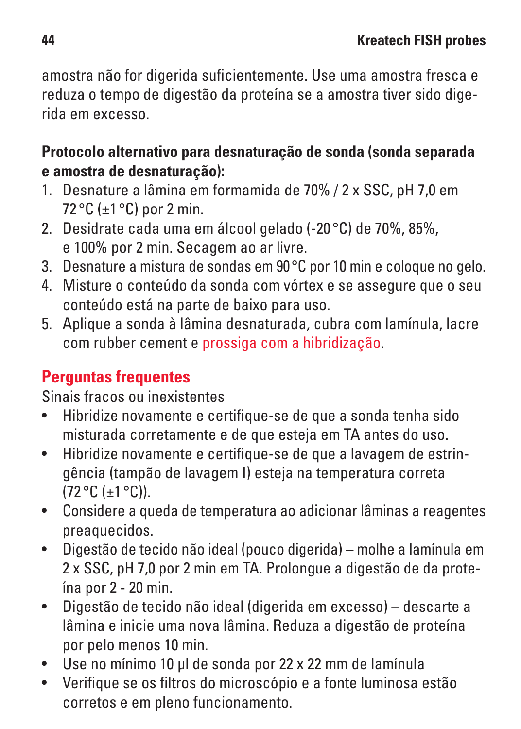amostra não for digerida suficientemente. Use uma amostra fresca e reduza o tempo de digestão da proteína se a amostra tiver sido digerida em excesso.

**Protocolo alternativo para desnaturação de sonda (sonda separada e amostra de desnaturação):**

1. Desnature a lâmina em formamida de 70% / 2 x SSC, pH 7,0 em 72 °C (±1 °C) por 2 min.
2. Desidrate cada uma em álcool gelado (-20 °C) de 70%, 85%, e 100% por 2 min. Secagem ao ar livre.
3. Desnature a mistura de sondas em 90 °C por 10 min e coloque no gelo.
4. Misture o conteúdo da sonda com vórtex e se assegure que o seu conteúdo está na parte de baixo para uso.
5. Aplique a sonda à lâmina desnaturada, cubra com lamínula, lacre com rubber cement e prossiga com a hibridização.

## Perguntas frequentes

Sinais fracos ou inexistentes

- Hibridize novamente e certifique-se de que a sonda tenha sido misturada corretamente e de que esteja em TA antes do uso.
- Hibridize novamente e certifique-se de que a lavagem de estringência (tampão de lavagem I) esteja na temperatura correta (72 °C (±1 °C)).
- Considere a queda de temperatura ao adicionar lâminas a reagentes preaquecidos.
- Digestão de tecido não ideal (pouco digerida) – molhe a lamínula em 2 x SSC, pH 7,0 por 2 min em TA. Prolongue a digestão de da proteína por 2 - 20 min.
- Digestão de tecido não ideal (digerida em excesso) – descarte a lâmina e inicie uma nova lâmina. Reduza a digestão de proteína por pelo menos 10 min.
- Use no mínimo 10 µl de sonda por 22 x 22 mm de lamínula
- Verifique se os filtros do microscópio e a fonte luminosa estão corretos e em pleno funcionamento.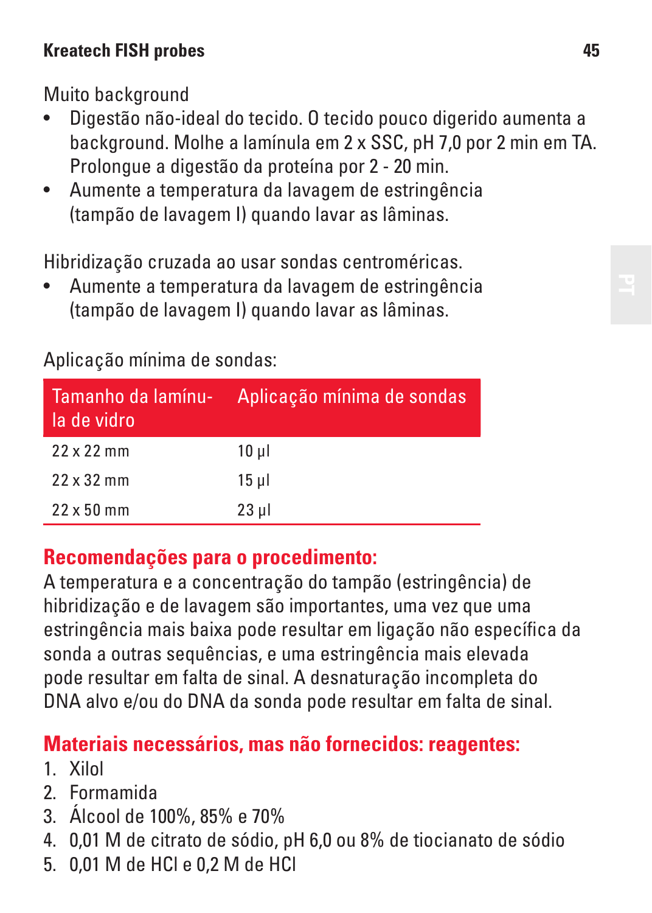Muito background

- Digestão não-ideal do tecido. O tecido pouco digerido aumenta a background. Molhe a lamínula em 2 x SSC, pH 7,0 por 2 min em TA. Prolongue a digestão da proteína por 2 - 20 min.
- Aumente a temperatura da lavagem de estringência (tampão de lavagem I) quando lavar as lâminas.

Hibridização cruzada ao usar sondas centroméricas.

- Aumente a temperatura da lavagem de estringência (tampão de lavagem I) quando lavar as lâminas.

Aplicação mínima de sondas:

| Tamanho da lamínula de vidro | Aplicação mínima de sondas |
|---|---|
| 22 x 22 mm | 10 µl |
| 22 x 32 mm | 15 µl |
| 22 x 50 mm | 23 µl |

## Recomendações para o procedimento:

A temperatura e a concentração do tampão (estringência) de hibridização e de lavagem são importantes, uma vez que uma estringência mais baixa pode resultar em ligação não específica da sonda a outras sequências, e uma estringência mais elevada pode resultar em falta de sinal. A desnaturação incompleta do DNA alvo e/ou do DNA da sonda pode resultar em falta de sinal.

## Materiais necessários, mas não fornecidos: reagentes:

1. Xilol
2. Formamida
3. Álcool de 100%, 85% e 70%
4. 0,01 M de citrato de sódio, pH 6,0 ou 8% de tiocianato de sódio
5. 0,01 M de HCl e 0,2 M de HCl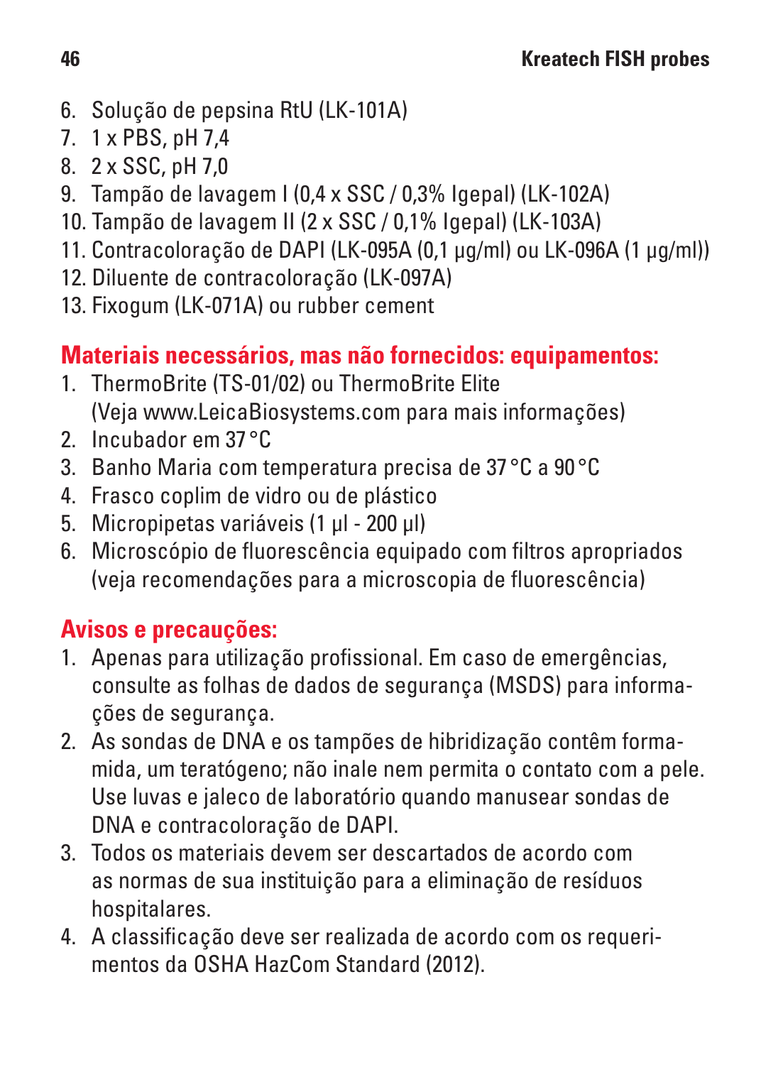6. Solução de pepsina RtU (LK-101A)
7. 1 x PBS, pH 7,4
8. 2 x SSC, pH 7,0
9. Tampão de lavagem I (0,4 x SSC / 0,3% Igepal) (LK-102A)
10. Tampão de lavagem II (2 x SSC / 0,1% Igepal) (LK-103A)
11. Contracoloração de DAPI (LK-095A (0,1 µg/ml) ou LK-096A (1 µg/ml))
12. Diluente de contracoloração (LK-097A)
13. Fixogum (LK-071A) ou rubber cement

## Materiais necessários, mas não fornecidos: equipamentos:

1. ThermoBrite (TS-01/02) ou ThermoBrite Elite (Veja www.LeicaBiosystems.com para mais informações)
2. Incubador em 37 °C
3. Banho Maria com temperatura precisa de 37 °C a 90 °C
4. Frasco coplim de vidro ou de plástico
5. Micropipetas variáveis (1 µl - 200 µl)
6. Microscópio de fluorescência equipado com filtros apropriados (veja recomendações para a microscopia de fluorescência)

## Avisos e precauções:

1. Apenas para utilização profissional. Em caso de emergências, consulte as folhas de dados de segurança (MSDS) para informações de segurança.
2. As sondas de DNA e os tampões de hibridização contêm formamida, um teratógeno; não inale nem permita o contato com a pele. Use luvas e jaleco de laboratório quando manusear sondas de DNA e contracoloração de DAPI.
3. Todos os materiais devem ser descartados de acordo com as normas de sua instituição para a eliminação de resíduos hospitalares.
4. A classificação deve ser realizada de acordo com os requerimentos da OSHA HazCom Standard (2012).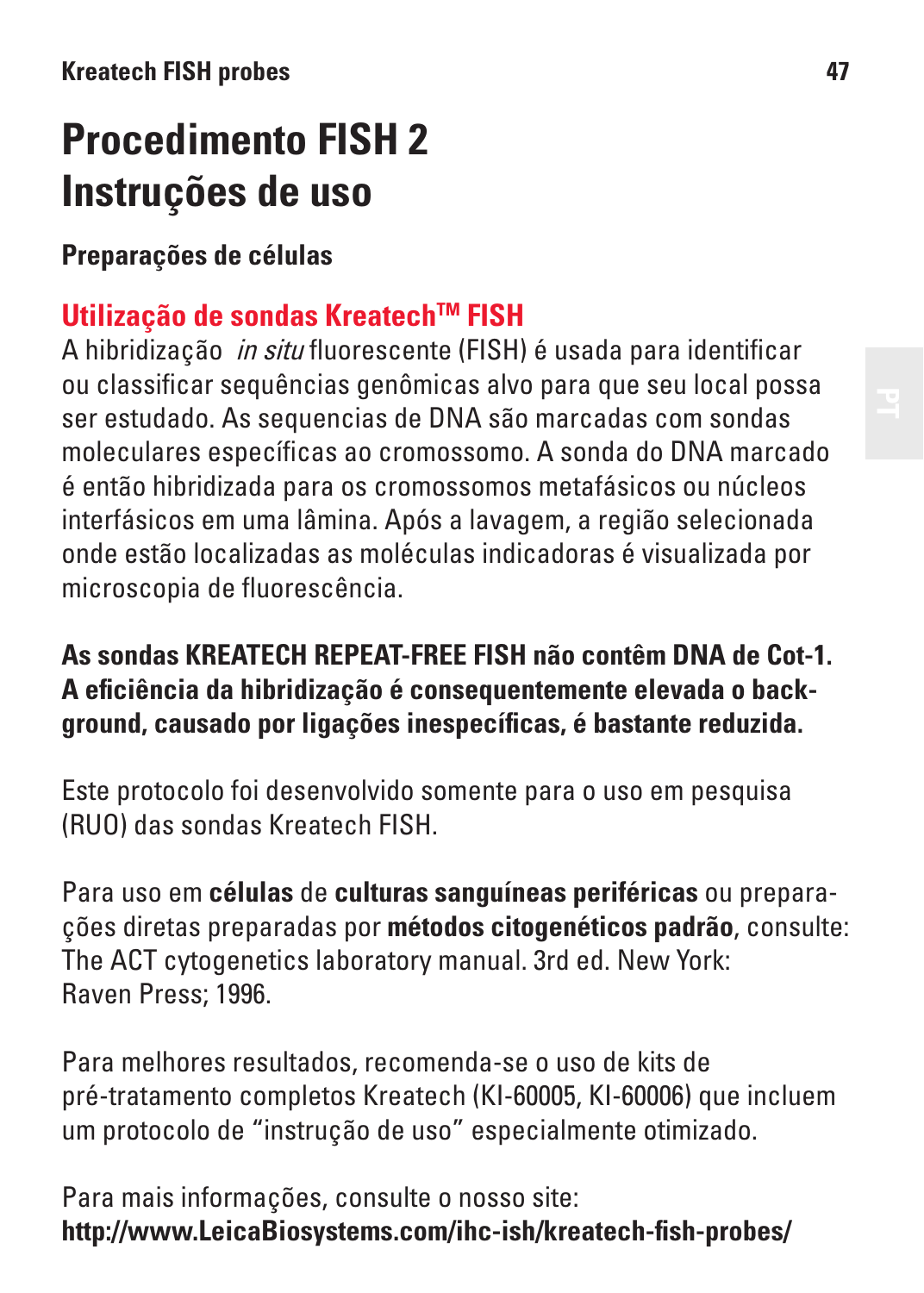# Procedimento FISH 2
# Instruções de uso

### Preparações de células

## Utilização de sondas Kreatech™ FISH

A hibridização *in situ* fluorescente (FISH) é usada para identificar ou classificar sequências genômicas alvo para que seu local possa ser estudado. As sequencias de DNA são marcadas com sondas moleculares específicas ao cromossomo. A sonda do DNA marcado é então hibridizada para os cromossomos metafásicos ou núcleos interfásicos em uma lâmina. Após a lavagem, a região selecionada onde estão localizadas as moléculas indicadoras é visualizada por microscopia de fluorescência.

**As sondas KREATECH REPEAT-FREE FISH não contêm DNA de Cot-1. A eficiência da hibridização é consequentemente elevada o background, causado por ligações inespecíficas, é bastante reduzida.**

Este protocolo foi desenvolvido somente para o uso em pesquisa (RUO) das sondas Kreatech FISH.

Para uso em **células** de **culturas sanguíneas periféricas** ou preparações diretas preparadas por **métodos citogenéticos padrão**, consulte: The ACT cytogenetics laboratory manual. 3rd ed. New York: Raven Press; 1996.

Para melhores resultados, recomenda-se o uso de kits de pré-tratamento completos Kreatech (KI-60005, KI-60006) que incluem um protocolo de “instrução de uso” especialmente otimizado.

Para mais informações, consulte o nosso site:
**http://www.LeicaBiosystems.com/ihc-ish/kreatech-fish-probes/**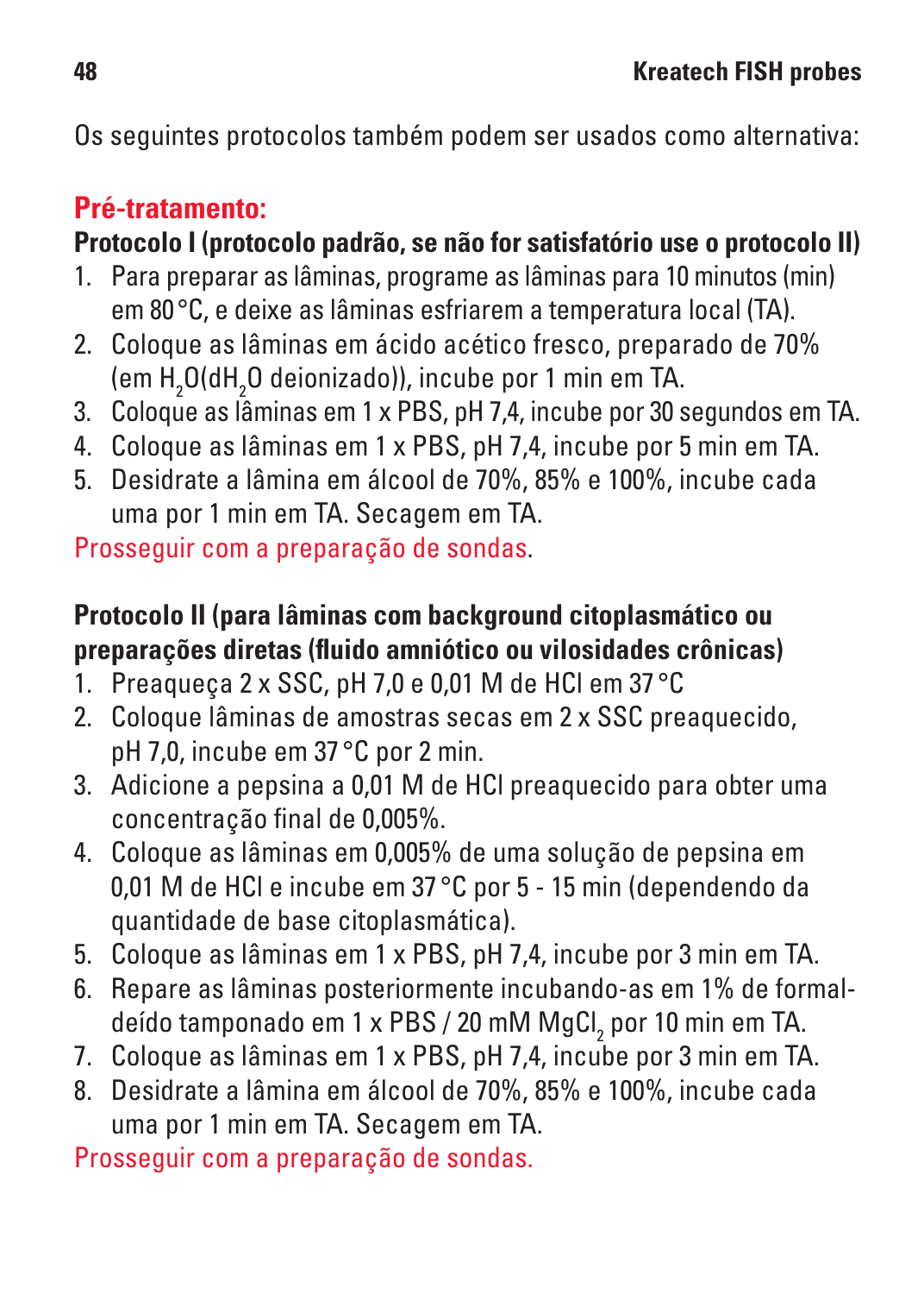Os seguintes protocolos também podem ser usados como alternativa:

## Pré-tratamento:

**Protocolo I (protocolo padrão, se não for satisfatório use o protocolo II)**

1. Para preparar as lâminas, programe as lâminas para 10 minutos (min) em 80 °C, e deixe as lâminas esfriarem a temperatura local (TA).
2. Coloque as lâminas em ácido acético fresco, preparado de 70% (em $H_2O$($dH_2O$ deionizado)), incube por 1 min em TA.
3. Coloque as lâminas em 1 x PBS, pH 7,4, incube por 30 segundos em TA.
4. Coloque as lâminas em 1 x PBS, pH 7,4, incube por 5 min em TA.
5. Desidrate a lâmina em álcool de 70%, 85% e 100%, incube cada uma por 1 min em TA. Secagem em TA.

Prosseguir com a preparação de sondas.

**Protocolo II (para lâminas com background citoplasmático ou preparações diretas (fluido amniótico ou vilosidades crônicas)**

1. Preaqueça 2 x SSC, pH 7,0 e 0,01 M de HCl em 37 °C
2. Coloque lâminas de amostras secas em 2 x SSC preaquecido, pH 7,0, incube em 37 °C por 2 min.
3. Adicione a pepsina a 0,01 M de HCl preaquecido para obter uma concentração final de 0,005%.
4. Coloque as lâminas em 0,005% de uma solução de pepsina em 0,01 M de HCl e incube em 37 °C por 5 - 15 min (dependendo da quantidade de base citoplasmática).
5. Coloque as lâminas em 1 x PBS, pH 7,4, incube por 3 min em TA.
6. Repare as lâminas posteriormente incubando-as em 1% de formaldeído tamponado em 1 x PBS / 20 mM $MgCl_2$ por 10 min em TA.
7. Coloque as lâminas em 1 x PBS, pH 7,4, incube por 3 min em TA.
8. Desidrate a lâmina em álcool de 70%, 85% e 100%, incube cada uma por 1 min em TA. Secagem em TA.

Prosseguir com a preparação de sondas.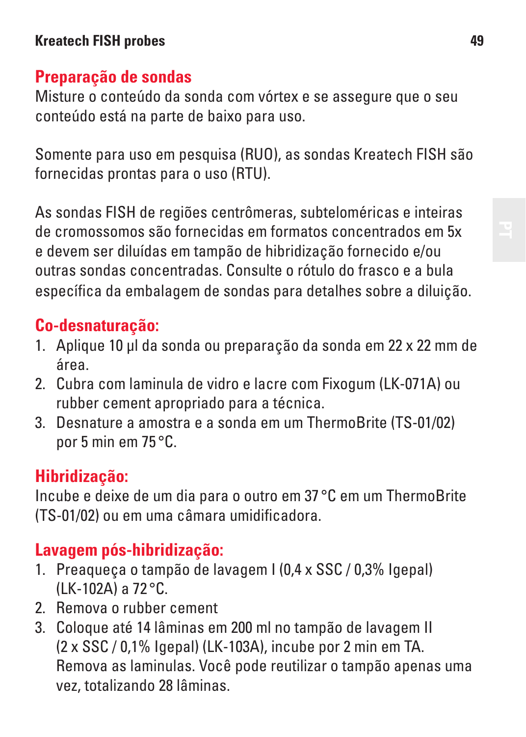## Preparação de sondas

Misture o conteúdo da sonda com vórtex e se assegure que o seu conteúdo está na parte de baixo para uso.

Somente para uso em pesquisa (RUO), as sondas Kreatech FISH são fornecidas prontas para o uso (RTU).

As sondas FISH de regiões centrômeras, subteloméricas e inteiras de cromossomos são fornecidas em formatos concentrados em 5x e devem ser diluídas em tampão de hibridização fornecido e/ou outras sondas concentradas. Consulte o rótulo do frasco e a bula específica da embalagem de sondas para detalhes sobre a diluição.

## Co-desnaturação:

1. Aplique 10 µl da sonda ou preparação da sonda em 22 x 22 mm de área.
2. Cubra com laminula de vidro e lacre com Fixogum (LK-071A) ou rubber cement apropriado para a técnica.
3. Desnature a amostra e a sonda em um ThermoBrite (TS-01/02) por 5 min em 75 °C.

## Hibridização:

Incube e deixe de um dia para o outro em 37 °C em um ThermoBrite (TS-01/02) ou em uma câmara umidificadora.

## Lavagem pós-hibridização:

1. Preaqueça o tampão de lavagem I (0,4 x SSC / 0,3% Igepal) (LK-102A) a 72 °C.
2. Remova o rubber cement
3. Coloque até 14 lâminas em 200 ml no tampão de lavagem II (2 x SSC / 0,1% Igepal) (LK-103A), incube por 2 min em TA. Remova as laminulas. Você pode reutilizar o tampão apenas uma vez, totalizando 28 lâminas.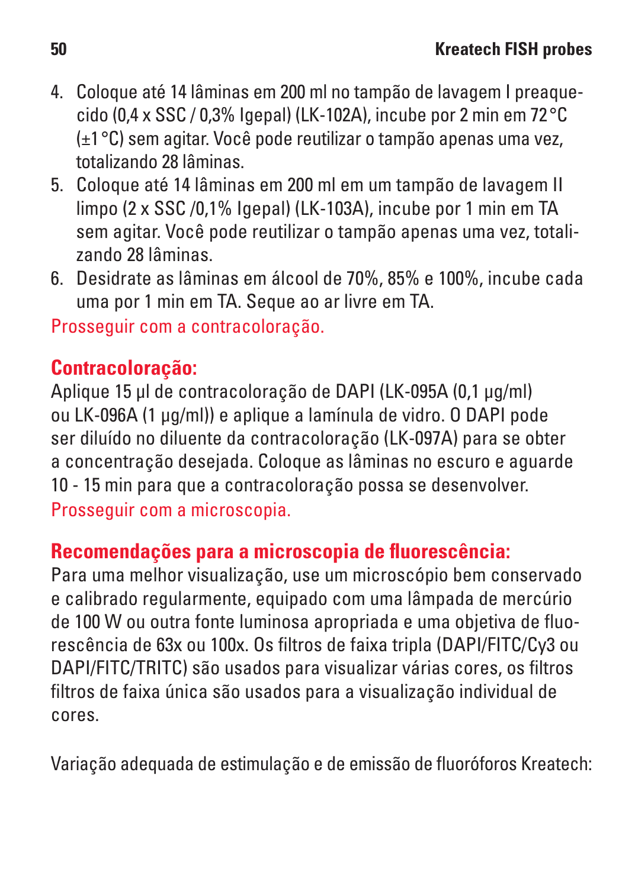4. Coloque até 14 lâminas em 200 ml no tampão de lavagem I preaquecido (0,4 x SSC / 0,3% Igepal) (LK-102A), incube por 2 min em 72 °C (±1 °C) sem agitar. Você pode reutilizar o tampão apenas uma vez, totalizando 28 lâminas.
5. Coloque até 14 lâminas em 200 ml em um tampão de lavagem II limpo (2 x SSC /0,1% Igepal) (LK-103A), incube por 1 min em TA sem agitar. Você pode reutilizar o tampão apenas uma vez, totalizando 28 lâminas.
6. Desidrate as lâminas em álcool de 70%, 85% e 100%, incube cada uma por 1 min em TA. Seque ao ar livre em TA.

Prosseguir com a contracoloração.

## Contracoloração:

Aplique 15 µl de contracoloração de DAPI (LK-095A (0,1 µg/ml) ou LK-096A (1 µg/ml)) e aplique a lamínula de vidro. O DAPI pode ser diluído no diluente da contracoloração (LK-097A) para se obter a concentração desejada. Coloque as lâminas no escuro e aguarde 10 - 15 min para que a contracoloração possa se desenvolver.

Prosseguir com a microscopia.

## Recomendações para a microscopia de fluorescência:

Para uma melhor visualização, use um microscópio bem conservado e calibrado regularmente, equipado com uma lâmpada de mercúrio de 100 W ou outra fonte luminosa apropriada e uma objetiva de fluorescência de 63x ou 100x. Os filtros de faixa tripla (DAPI/FITC/Cy3 ou DAPI/FITC/TRITC) são usados para visualizar várias cores, os filtros filtros de faixa única são usados para a visualização individual de cores.

Variação adequada de estimulação e de emissão de fluoróforos Kreatech: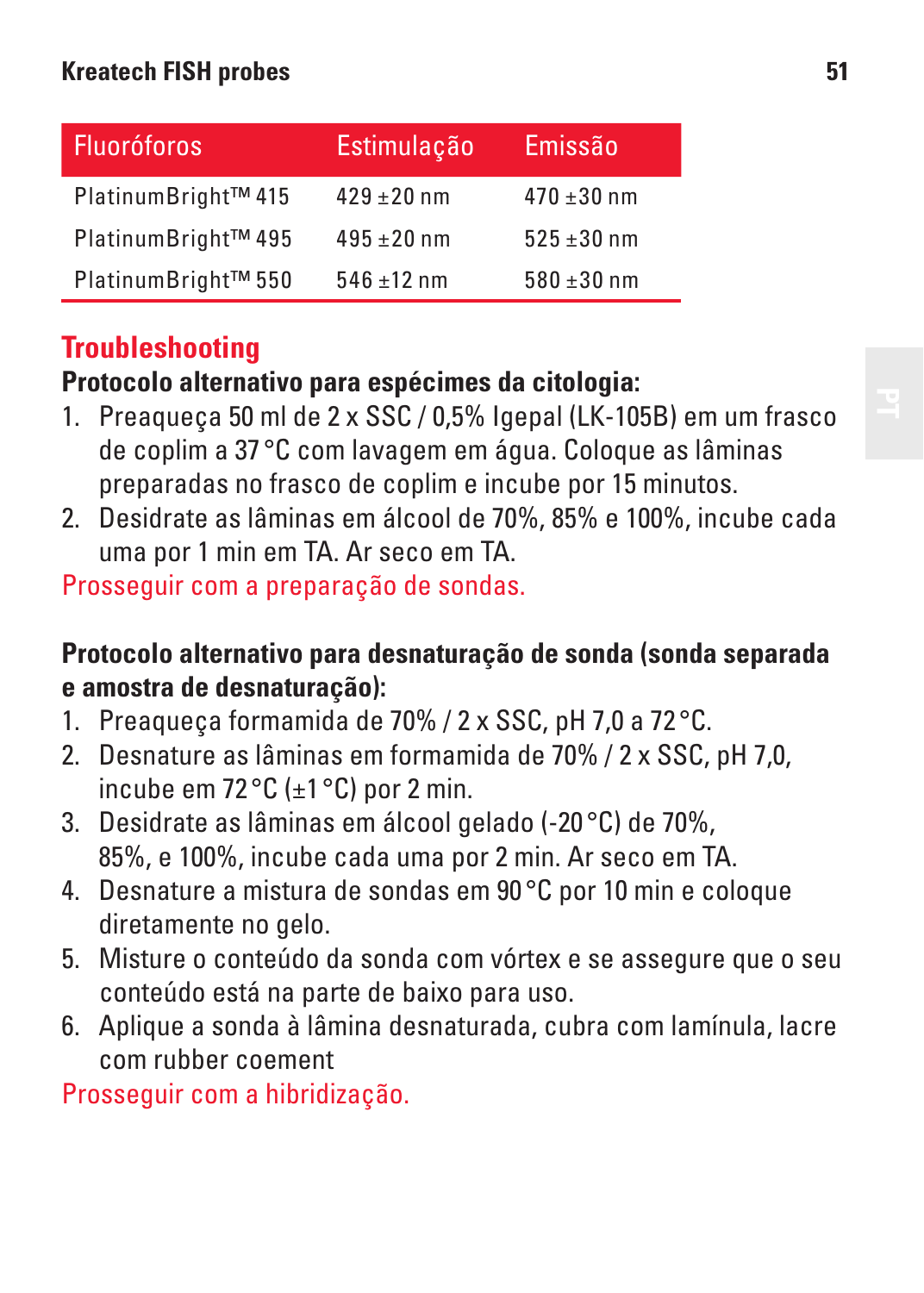| Fluoróforos | Estimulação | Emissão |
|---|---|---|
| PlatinumBright™ 415 | 429 ±20 nm | 470 ±30 nm |
| PlatinumBright™ 495 | 495 ±20 nm | 525 ±30 nm |
| PlatinumBright™ 550 | 546 ±12 nm | 580 ±30 nm |

## Troubleshooting

**Protocolo alternativo para espécimes da citologia:**

1. Preaqueça 50 ml de 2 x SSC / 0,5% Igepal (LK-105B) em um frasco de coplim a 37 °C com lavagem em água. Coloque as lâminas preparadas no frasco de coplim e incube por 15 minutos.
2. Desidrate as lâminas em álcool de 70%, 85% e 100%, incube cada uma por 1 min em TA. Ar seco em TA.

Prosseguir com a preparação de sondas.

**Protocolo alternativo para desnaturação de sonda (sonda separada e amostra de desnaturação):**

1. Preaqueça formamida de 70% / 2 x SSC, pH 7,0 a 72 °C.
2. Desnature as lâminas em formamida de 70% / 2 x SSC, pH 7,0, incube em 72 °C (±1 °C) por 2 min.
3. Desidrate as lâminas em álcool gelado (-20 °C) de 70%, 85%, e 100%, incube cada uma por 2 min. Ar seco em TA.
4. Desnature a mistura de sondas em 90 °C por 10 min e coloque diretamente no gelo.
5. Misture o conteúdo da sonda com vórtex e se assegure que o seu conteúdo está na parte de baixo para uso.
6. Aplique a sonda à lâmina desnaturada, cubra com lamínula, lacre com rubber coement

Prosseguir com a hibridização.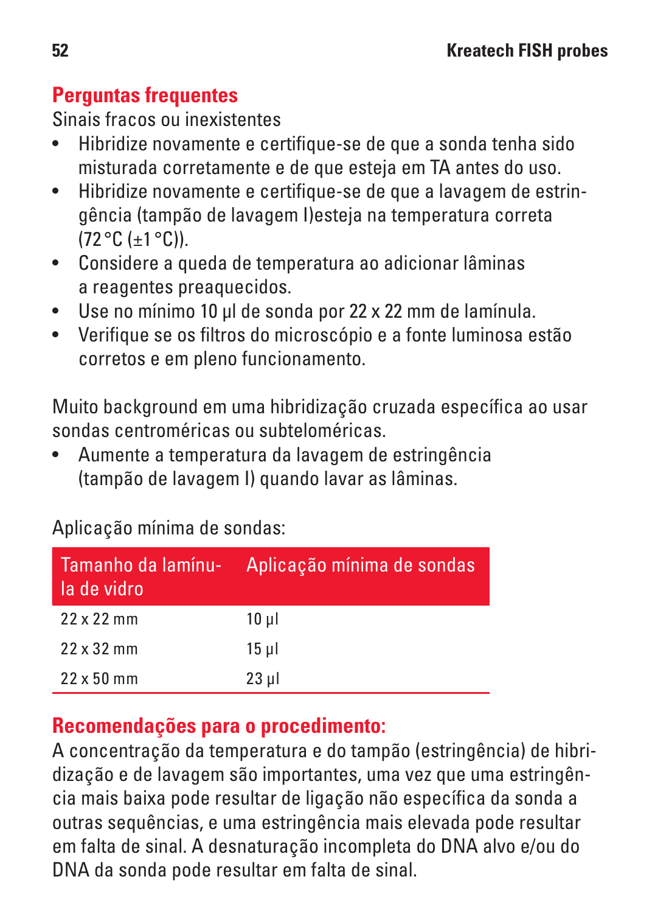## Perguntas frequentes

Sinais fracos ou inexistentes

- Hibridize novamente e certifique-se de que a sonda tenha sido misturada corretamente e de que esteja em TA antes do uso.
- Hibridize novamente e certifique-se de que a lavagem de estringência (tampão de lavagem I)esteja na temperatura correta (72 °C (±1 °C)).
- Considere a queda de temperatura ao adicionar lâminas a reagentes preaquecidos.
- Use no mínimo 10 µl de sonda por 22 x 22 mm de lamínula.
- Verifique se os filtros do microscópio e a fonte luminosa estão corretos e em pleno funcionamento.

Muito background em uma hibridização cruzada específica ao usar sondas centroméricas ou subteloméricas.

- Aumente a temperatura da lavagem de estringência (tampão de lavagem I) quando lavar as lâminas.

Aplicação mínima de sondas:

| Tamanho da lamínula de vidro | Aplicação mínima de sondas |
|---|---|
| 22 x 22 mm | 10 µl |
| 22 x 32 mm | 15 µl |
| 22 x 50 mm | 23 µl |

## Recomendações para o procedimento:

A concentração da temperatura e do tampão (estringência) de hibridização e de lavagem são importantes, uma vez que uma estringência mais baixa pode resultar de ligação não específica da sonda a outras sequências, e uma estringência mais elevada pode resultar em falta de sinal. A desnaturação incompleta do DNA alvo e/ou do DNA da sonda pode resultar em falta de sinal.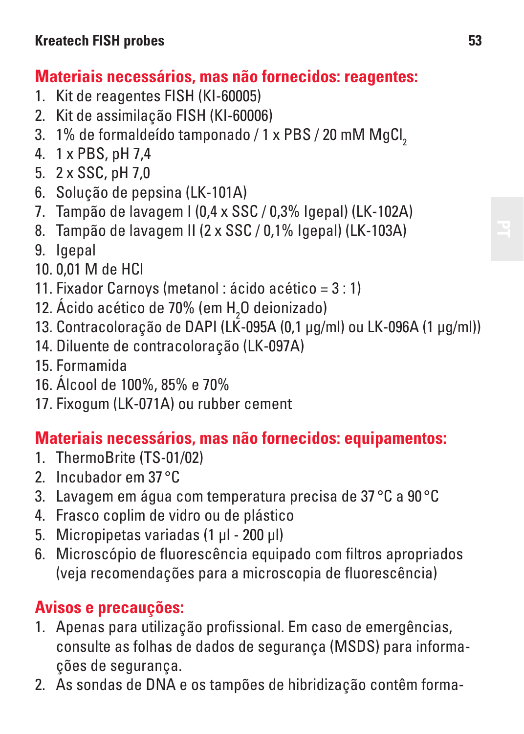## Materiais necessários, mas não fornecidos: reagentes:

1. Kit de reagentes FISH (KI-60005)
2. Kit de assimilação FISH (KI-60006)
3. 1% de formaldeído tamponado / 1 x PBS / 20 mM $MgCl_2$
4. 1 x PBS, pH 7,4
5. 2 x SSC, pH 7,0
6. Solução de pepsina (LK-101A)
7. Tampão de lavagem I (0,4 x SSC / 0,3% Igepal) (LK-102A)
8. Tampão de lavagem II (2 x SSC / 0,1% Igepal) (LK-103A)
9. Igepal
10. 0,01 M de HCl
11. Fixador Carnoys (metanol : ácido acético = 3 : 1)
12. Ácido acético de 70% (em $H_2O$ deionizado)
13. Contracoloração de DAPI (LK-095A (0,1 µg/ml) ou LK-096A (1 µg/ml))
14. Diluente de contracoloração (LK-097A)
15. Formamida
16. Álcool de 100%, 85% e 70%
17. Fixogum (LK-071A) ou rubber cement

## Materiais necessários, mas não fornecidos: equipamentos:

1. ThermoBrite (TS-01/02)
2. Incubador em 37 °C
3. Lavagem em água com temperatura precisa de 37 °C a 90 °C
4. Frasco coplim de vidro ou de plástico
5. Micropipetas variadas (1 µl - 200 µl)
6. Microscópio de fluorescência equipado com filtros apropriados (veja recomendações para a microscopia de fluorescência)

## Avisos e precauções:

1. Apenas para utilização profissional. Em caso de emergências, consulte as folhas de dados de segurança (MSDS) para informações de segurança.
2. As sondas de DNA e os tampões de hibridização contêm forma-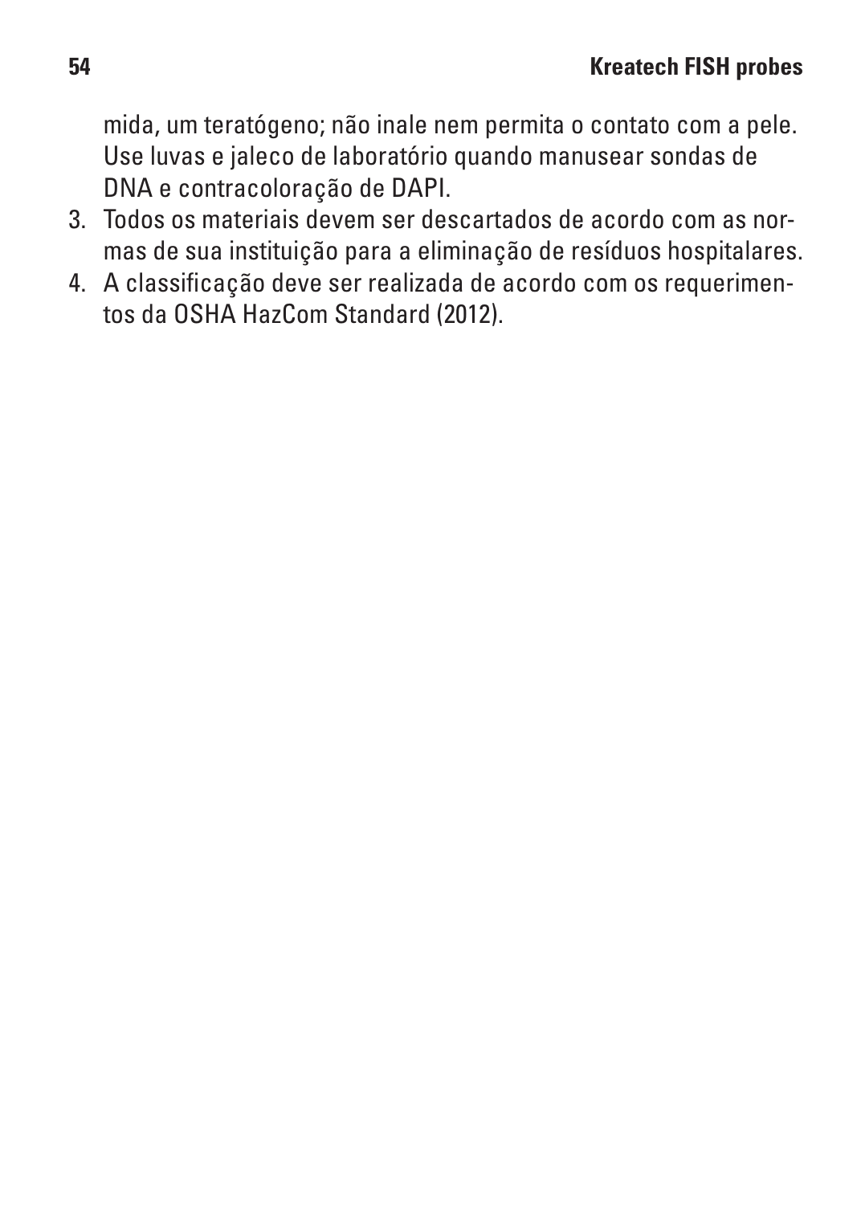mida, um teratógeno; não inale nem permita o contato com a pele. Use luvas e jaleco de laboratório quando manusear sondas de DNA e contracoloração de DAPI.

3. Todos os materiais devem ser descartados de acordo com as normas de sua instituição para a eliminação de resíduos hospitalares.
4. A classificação deve ser realizada de acordo com os requerimentos da OSHA HazCom Standard (2012).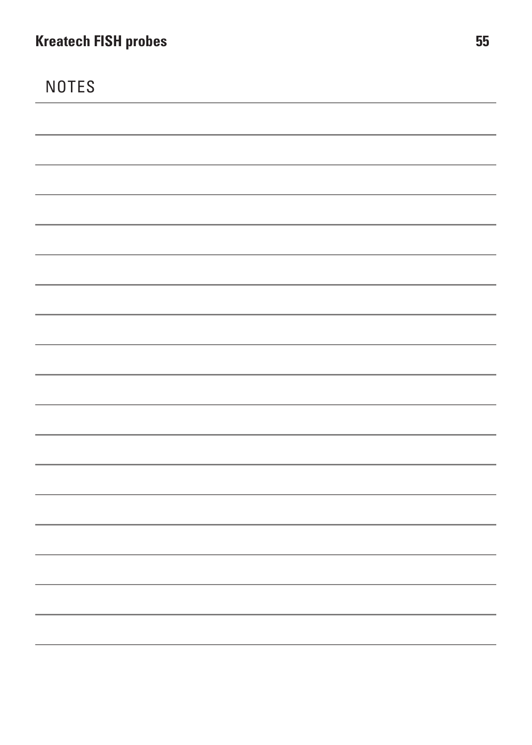# NOTES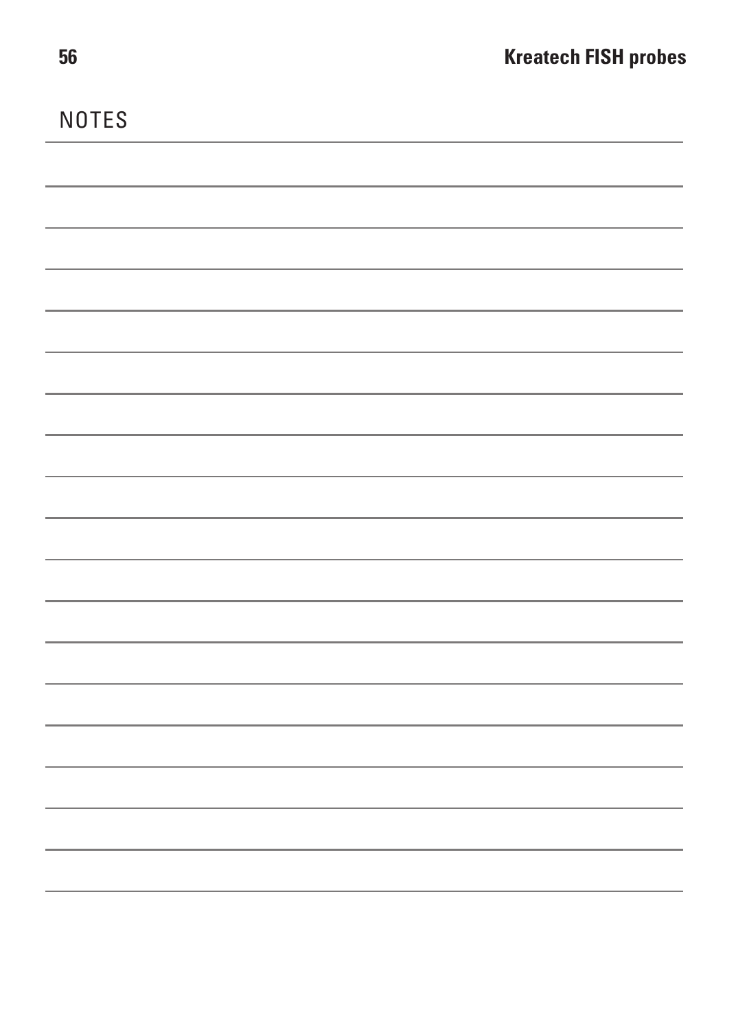## NOTES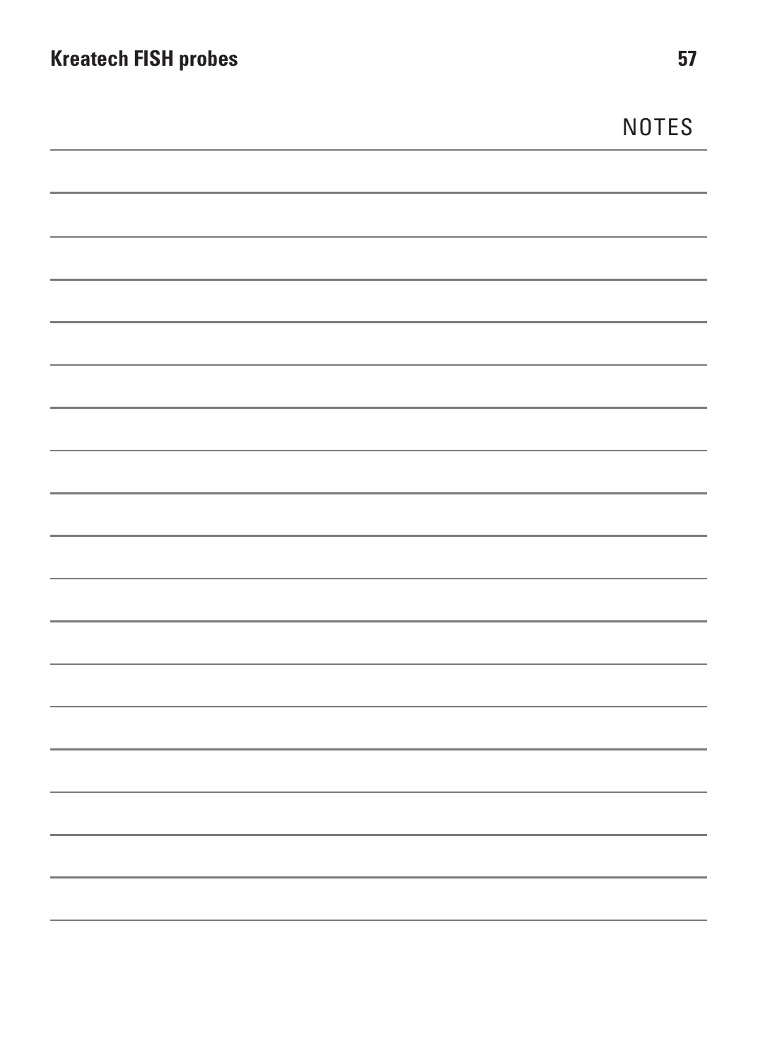# NOTES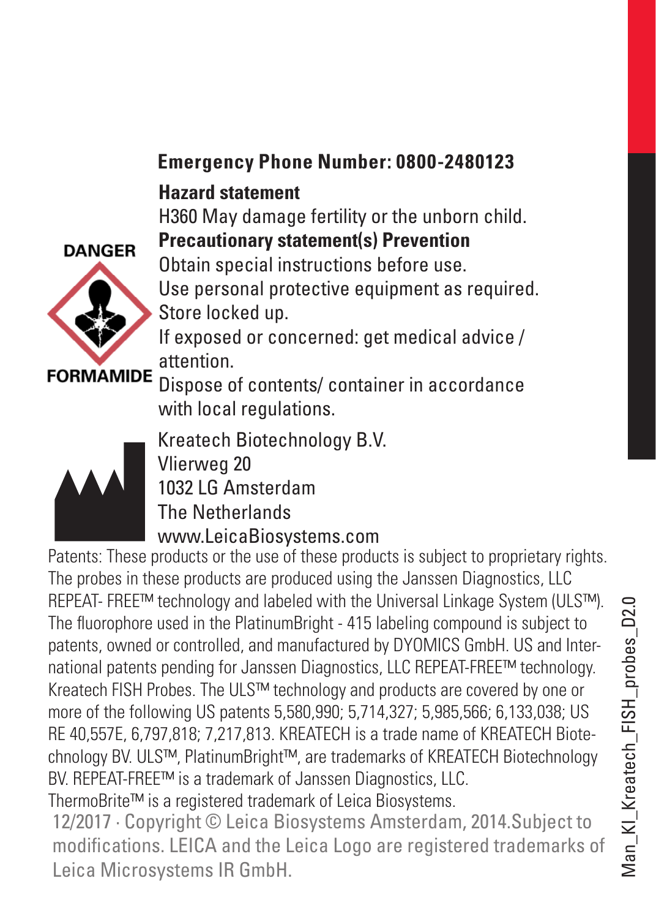**Emergency Phone Number: 0800-2480123**

DANGER

FORMAMIDE

**Hazard statement**

H360 May damage fertility or the unborn child.

**Precautionary statement(s) Prevention**

Obtain special instructions before use.
Use personal protective equipment as required.
Store locked up.
If exposed or concerned: get medical advice / attention.
Dispose of contents/ container in accordance with local regulations.

Kreatech Biotechnology B.V.
Vlierweg 20
1032 LG Amsterdam
The Netherlands
www.LeicaBiosystems.com

Patents: These products or the use of these products is subject to proprietary rights. The probes in these products are produced using the Janssen Diagnostics, LLC REPEAT- FREE™ technology and labeled with the Universal Linkage System (ULS™). The fluorophore used in the PlatinumBright - 415 labeling compound is subject to patents, owned or controlled, and manufactured by DYOMICS GmbH. US and International patents pending for Janssen Diagnostics, LLC REPEAT-FREE™ technology. Kreatech FISH Probes. The ULS™ technology and products are covered by one or more of the following US patents 5,580,990; 5,714,327; 5,985,566; 6,133,038; US RE 40,557E, 6,797,818; 7,217,813. KREATECH is a trade name of KREATECH Biotechnology BV. ULS™, PlatinumBright™, are trademarks of KREATECH Biotechnology BV. REPEAT-FREE™ is a trademark of Janssen Diagnostics, LLC.
ThermoBrite™ is a registered trademark of Leica Biosystems.

12/2017 · Copyright © Leica Biosystems Amsterdam, 2014.Subject to modifications. LEICA and the Leica Logo are registered trademarks of Leica Microsystems IR GmbH.

Man_KI_Kreatech_FISH_probes_D2.0